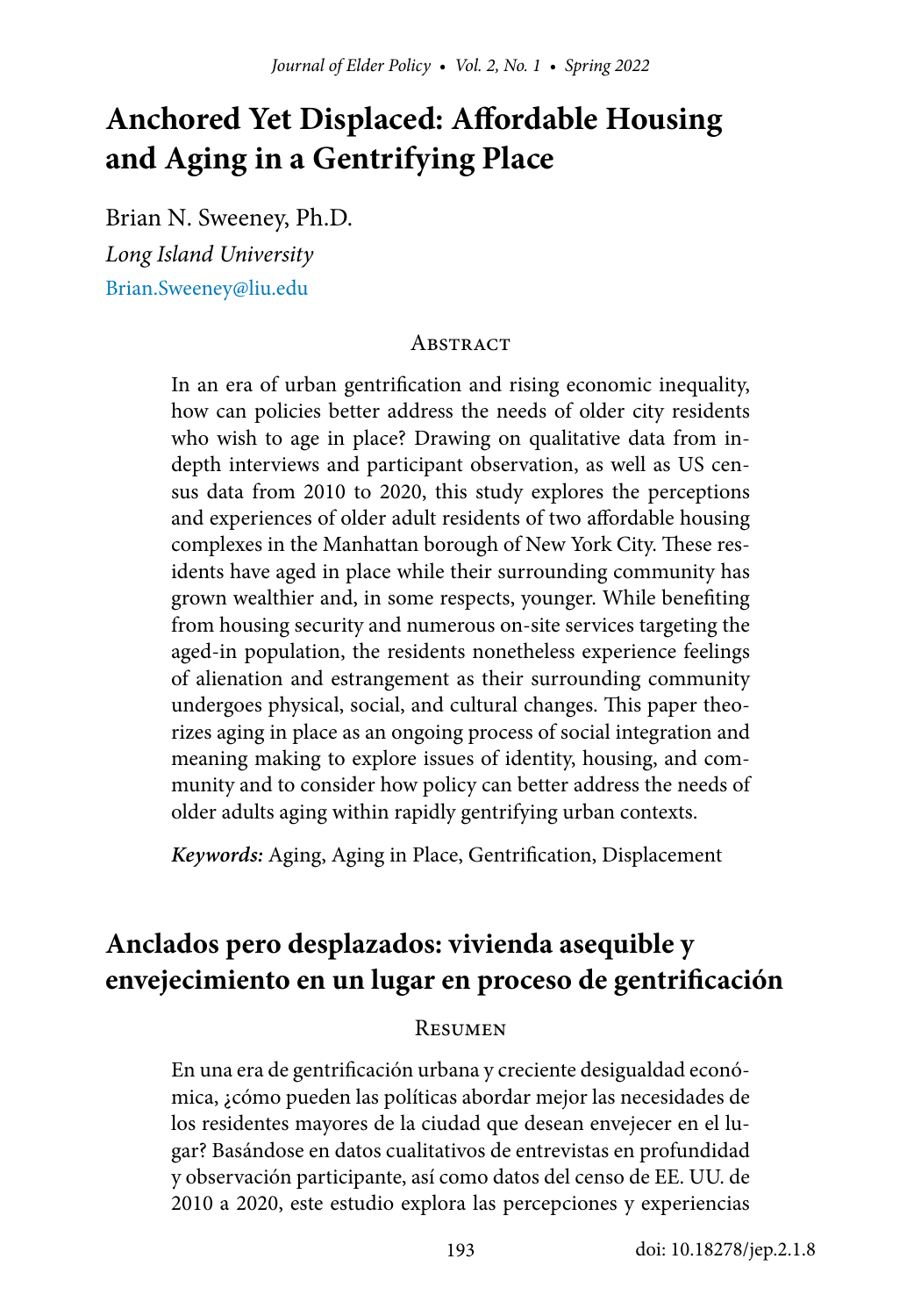# Anchored Yet Displaced: Affordable Housing and Aging in a Gentrifying Place

Brian N. Sweeney, Ph.D.

*Long Island University*

Brian.Sweeney@liu.edu

## Abstract

In an era of urban gentrification and rising economic inequality, how can policies better address the needs of older city residents who wish to age in place? Drawing on qualitative data from in-depth interviews and participant observation, as well as US census data from 2010 to 2020, this study explores the perceptions and experiences of older adult residents of two affordable housing complexes in the Manhattan borough of New York City. These residents have aged in place while their surrounding community has grown wealthier and, in some respects, younger. While benefiting from housing security and numerous on-site services targeting the aged-in population, the residents nonetheless experience feelings of alienation and estrangement as their surrounding community undergoes physical, social, and cultural changes. This paper theorizes aging in place as an ongoing process of social integration and meaning making to explore issues of identity, housing, and community and to consider how policy can better address the needs of older adults aging within rapidly gentrifying urban contexts.

***Keywords:*** Aging, Aging in Place, Gentrification, Displacement

# Anclados pero desplazados: vivienda asequible y envejecimiento en un lugar en proceso de gentrificación

## Resumen

En una era de gentrificación urbana y creciente desigualdad económica, ¿cómo pueden las políticas abordar mejor las necesidades de los residentes mayores de la ciudad que desean envejecer en el lugar? Basándose en datos cualitativos de entrevistas en profundidad y observación participante, así como datos del censo de EE. UU. de 2010 a 2020, este estudio explora las percepciones y experiencias

doi: 10.18278/jep.2.1.8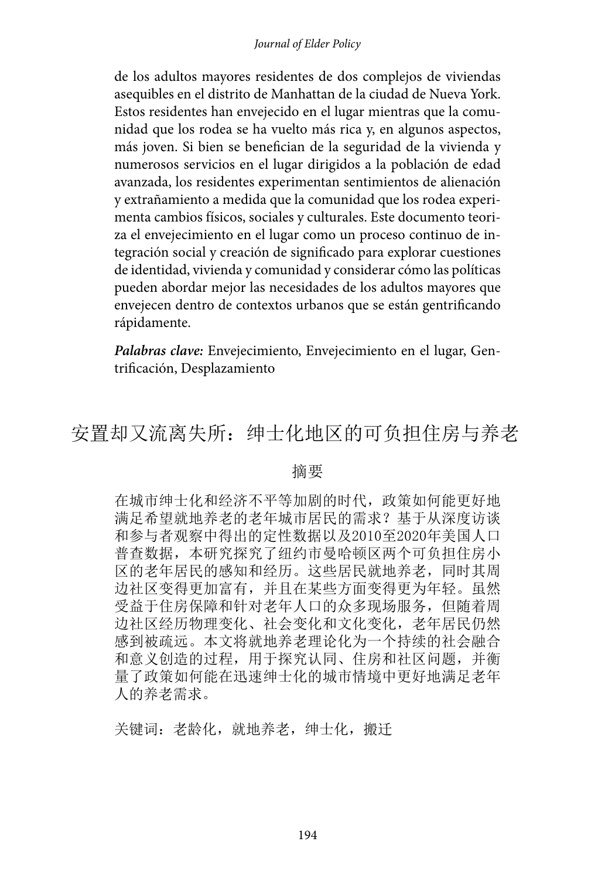de los adultos mayores residentes de dos complejos de viviendas asequibles en el distrito de Manhattan de la ciudad de Nueva York. Estos residentes han envejecido en el lugar mientras que la comunidad que los rodea se ha vuelto más rica y, en algunos aspectos, más joven. Si bien se benefician de la seguridad de la vivienda y numerosos servicios en el lugar dirigidos a la población de edad avanzada, los residentes experimentan sentimientos de alienación y extrañamiento a medida que la comunidad que los rodea experimenta cambios físicos, sociales y culturales. Este documento teoriza el envejecimiento en el lugar como un proceso continuo de integración social y creación de significado para explorar cuestiones de identidad, vivienda y comunidad y considerar cómo las políticas pueden abordar mejor las necesidades de los adultos mayores que envejecen dentro de contextos urbanos que se están gentrificando rápidamente.

***Palabras clave:*** Envejecimiento, Envejecimiento en el lugar, Gentrificación, Desplazamiento

# 安置却又流离失所：绅士化地区的可负担住房与养老

## 摘要

在城市绅士化和经济不平等加剧的时代，政策如何能更好地满足希望就地养老的老年城市居民的需求？基于从深度访谈和参与者观察中得出的定性数据以及2010至2020年美国人口普查数据，本研究探究了纽约市曼哈顿区两个可负担住房小区的老年居民的感知和经历。这些居民就地养老，同时其周边社区变得更加富有，并且在某些方面变得更为年轻。虽然受益于住房保障和针对老年人口的众多现场服务，但随着周边社区经历物理变化、社会变化和文化变化，老年居民仍然感到被疏远。本文将就地养老理论化为一个持续的社会融合和意义创造的过程，用于探究认同、住房和社区问题，并衡量了政策如何能在迅速绅士化的城市情境中更好地满足老年人的养老需求。

关键词：老龄化，就地养老，绅士化，搬迁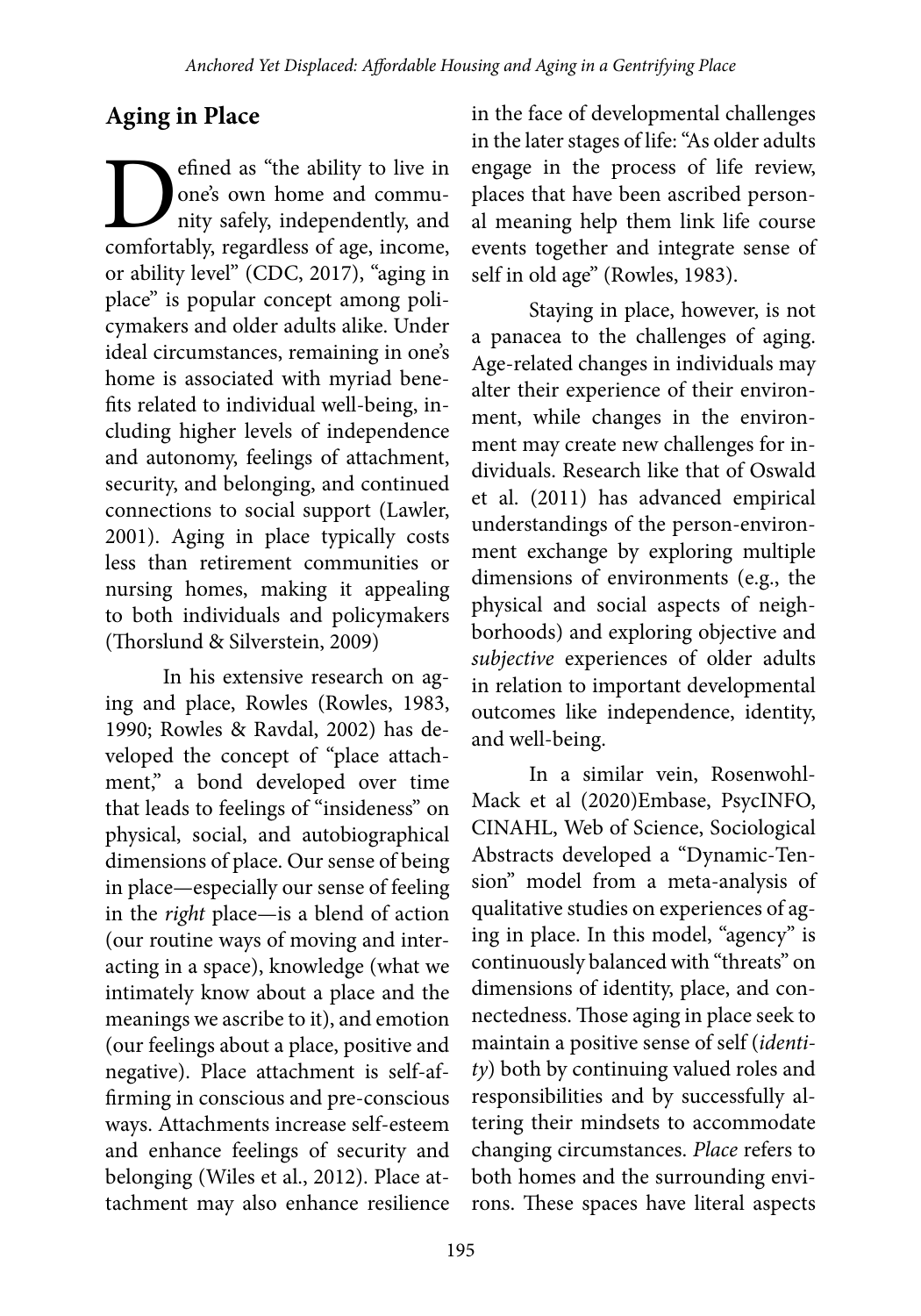## Aging in Place

Defined as "the ability to live in one's own home and community safely, independently, and comfortably, regardless of age, income, or ability level" (CDC, 2017), "aging in place" is popular concept among policymakers and older adults alike. Under ideal circumstances, remaining in one's home is associated with myriad benefits related to individual well-being, including higher levels of independence and autonomy, feelings of attachment, security, and belonging, and continued connections to social support (Lawler, 2001). Aging in place typically costs less than retirement communities or nursing homes, making it appealing to both individuals and policymakers (Thorslund & Silverstein, 2009)

In his extensive research on aging and place, Rowles (Rowles, 1983, 1990; Rowles & Ravdal, 2002) has developed the concept of "place attachment," a bond developed over time that leads to feelings of "insideness" on physical, social, and autobiographical dimensions of place. Our sense of being in place—especially our sense of feeling in the *right* place—is a blend of action (our routine ways of moving and interacting in a space), knowledge (what we intimately know about a place and the meanings we ascribe to it), and emotion (our feelings about a place, positive and negative). Place attachment is self-affirming in conscious and pre-conscious ways. Attachments increase self-esteem and enhance feelings of security and belonging (Wiles et al., 2012). Place attachment may also enhance resilience in the face of developmental challenges in the later stages of life: "As older adults engage in the process of life review, places that have been ascribed personal meaning help them link life course events together and integrate sense of self in old age" (Rowles, 1983).

Staying in place, however, is not a panacea to the challenges of aging. Age-related changes in individuals may alter their experience of their environment, while changes in the environment may create new challenges for individuals. Research like that of Oswald et al. (2011) has advanced empirical understandings of the person-environment exchange by exploring multiple dimensions of environments (e.g., the physical and social aspects of neighborhoods) and exploring objective and *subjective* experiences of older adults in relation to important developmental outcomes like independence, identity, and well-being.

In a similar vein, Rosenwohl-Mack et al (2020)Embase, PsycINFO, CINAHL, Web of Science, Sociological Abstracts developed a "Dynamic-Tension" model from a meta-analysis of qualitative studies on experiences of aging in place. In this model, "agency" is continuously balanced with "threats" on dimensions of identity, place, and connectedness. Those aging in place seek to maintain a positive sense of self (*identity*) both by continuing valued roles and responsibilities and by successfully altering their mindsets to accommodate changing circumstances. *Place* refers to both homes and the surrounding environs. These spaces have literal aspects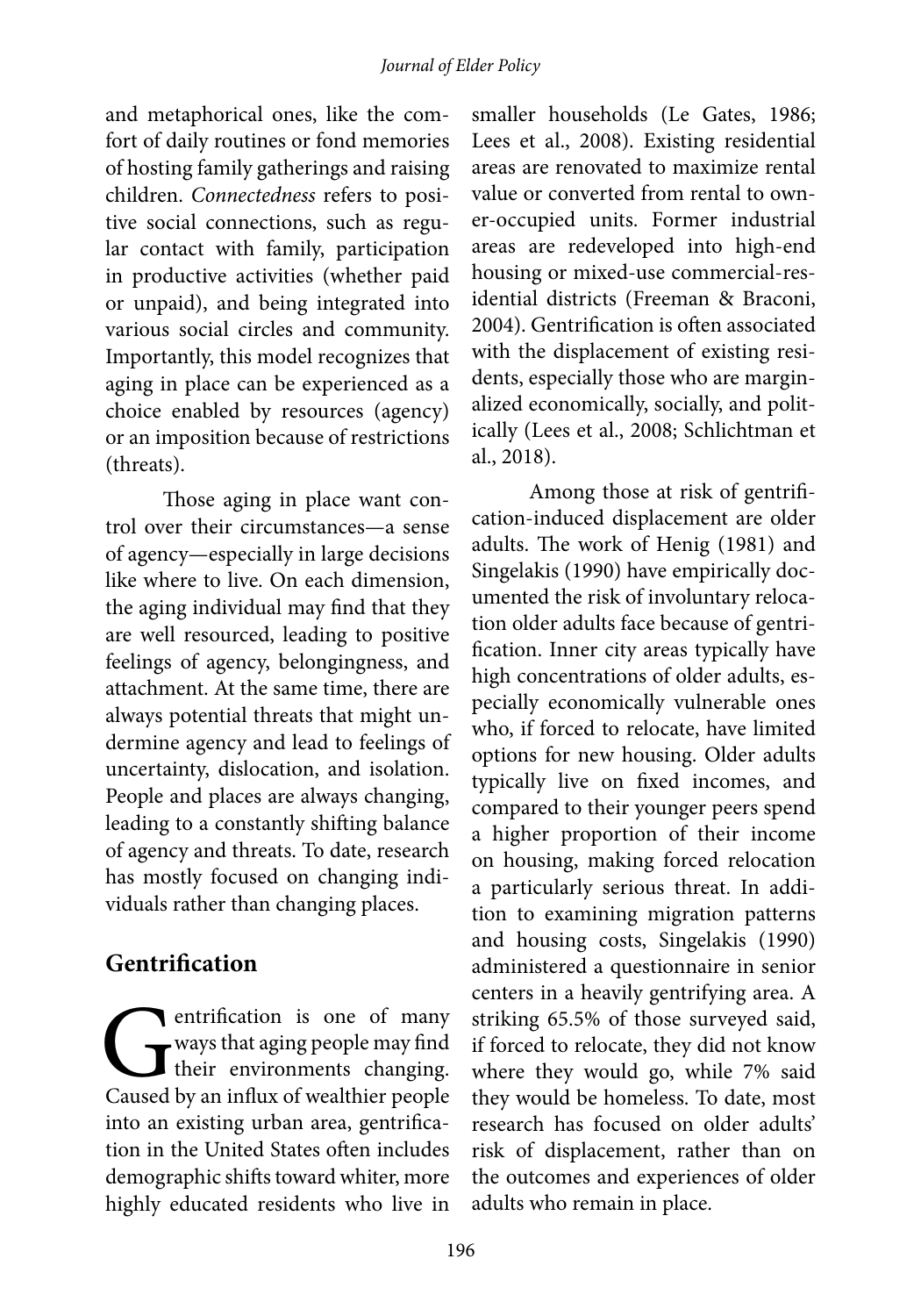and metaphorical ones, like the comfort of daily routines or fond memories of hosting family gatherings and raising children. *Connectedness* refers to positive social connections, such as regular contact with family, participation in productive activities (whether paid or unpaid), and being integrated into various social circles and community. Importantly, this model recognizes that aging in place can be experienced as a choice enabled by resources (agency) or an imposition because of restrictions (threats).

Those aging in place want control over their circumstances—a sense of agency—especially in large decisions like where to live. On each dimension, the aging individual may find that they are well resourced, leading to positive feelings of agency, belongingness, and attachment. At the same time, there are always potential threats that might undermine agency and lead to feelings of uncertainty, dislocation, and isolation. People and places are always changing, leading to a constantly shifting balance of agency and threats. To date, research has mostly focused on changing individuals rather than changing places.

## Gentrification

Gentrification is one of many ways that aging people may find their environments changing. Caused by an influx of wealthier people into an existing urban area, gentrification in the United States often includes demographic shifts toward whiter, more highly educated residents who live in smaller households (Le Gates, 1986; Lees et al., 2008). Existing residential areas are renovated to maximize rental value or converted from rental to owner-occupied units. Former industrial areas are redeveloped into high-end housing or mixed-use commercial-residential districts (Freeman & Braconi, 2004). Gentrification is often associated with the displacement of existing residents, especially those who are marginalized economically, socially, and politically (Lees et al., 2008; Schlichtman et al., 2018).

Among those at risk of gentrification-induced displacement are older adults. The work of Henig (1981) and Singelakis (1990) have empirically documented the risk of involuntary relocation older adults face because of gentrification. Inner city areas typically have high concentrations of older adults, especially economically vulnerable ones who, if forced to relocate, have limited options for new housing. Older adults typically live on fixed incomes, and compared to their younger peers spend a higher proportion of their income on housing, making forced relocation a particularly serious threat. In addition to examining migration patterns and housing costs, Singelakis (1990) administered a questionnaire in senior centers in a heavily gentrifying area. A striking 65.5% of those surveyed said, if forced to relocate, they did not know where they would go, while 7% said they would be homeless. To date, most research has focused on older adults' risk of displacement, rather than on the outcomes and experiences of older adults who remain in place.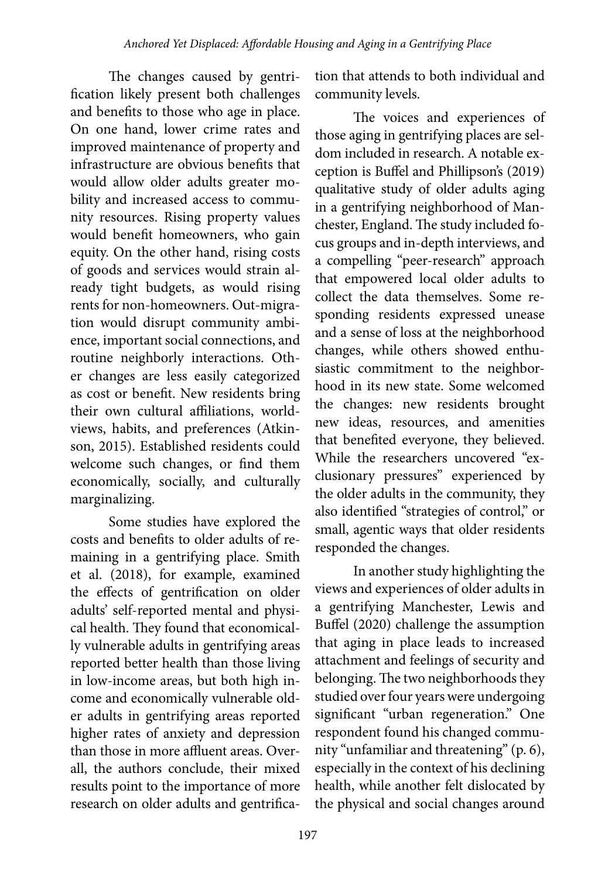The changes caused by gentrification likely present both challenges and benefits to those who age in place. On one hand, lower crime rates and improved maintenance of property and infrastructure are obvious benefits that would allow older adults greater mobility and increased access to community resources. Rising property values would benefit homeowners, who gain equity. On the other hand, rising costs of goods and services would strain already tight budgets, as would rising rents for non-homeowners. Out-migration would disrupt community ambience, important social connections, and routine neighborly interactions. Other changes are less easily categorized as cost or benefit. New residents bring their own cultural affiliations, worldviews, habits, and preferences (Atkinson, 2015). Established residents could welcome such changes, or find them economically, socially, and culturally marginalizing.

Some studies have explored the costs and benefits to older adults of remaining in a gentrifying place. Smith et al. (2018), for example, examined the effects of gentrification on older adults' self-reported mental and physical health. They found that economically vulnerable adults in gentrifying areas reported better health than those living in low-income areas, but both high income and economically vulnerable older adults in gentrifying areas reported higher rates of anxiety and depression than those in more affluent areas. Overall, the authors conclude, their mixed results point to the importance of more research on older adults and gentrification that attends to both individual and community levels.

The voices and experiences of those aging in gentrifying places are seldom included in research. A notable exception is Buffel and Phillipson's (2019) qualitative study of older adults aging in a gentrifying neighborhood of Manchester, England. The study included focus groups and in-depth interviews, and a compelling "peer-research" approach that empowered local older adults to collect the data themselves. Some responding residents expressed unease and a sense of loss at the neighborhood changes, while others showed enthusiastic commitment to the neighborhood in its new state. Some welcomed the changes: new residents brought new ideas, resources, and amenities that benefited everyone, they believed. While the researchers uncovered "exclusionary pressures" experienced by the older adults in the community, they also identified "strategies of control," or small, agentic ways that older residents responded the changes.

In another study highlighting the views and experiences of older adults in a gentrifying Manchester, Lewis and Buffel (2020) challenge the assumption that aging in place leads to increased attachment and feelings of security and belonging. The two neighborhoods they studied over four years were undergoing significant "urban regeneration." One respondent found his changed community "unfamiliar and threatening" (p. 6), especially in the context of his declining health, while another felt dislocated by the physical and social changes around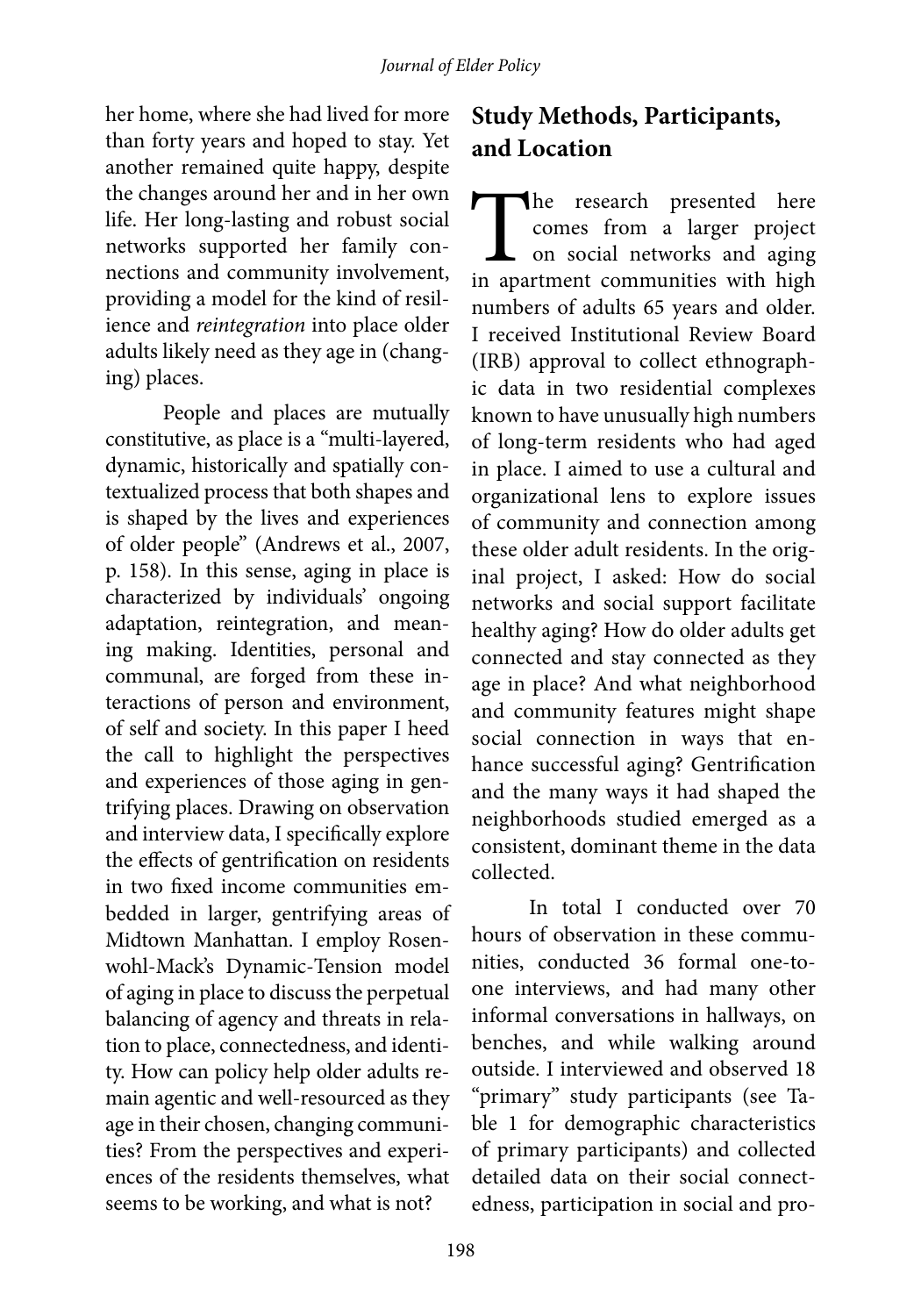her home, where she had lived for more than forty years and hoped to stay. Yet another remained quite happy, despite the changes around her and in her own life. Her long-lasting and robust social networks supported her family connections and community involvement, providing a model for the kind of resilience and *reintegration* into place older adults likely need as they age in (changing) places.

People and places are mutually constitutive, as place is a "multi-layered, dynamic, historically and spatially contextualized process that both shapes and is shaped by the lives and experiences of older people" (Andrews et al., 2007, p. 158). In this sense, aging in place is characterized by individuals' ongoing adaptation, reintegration, and meaning making. Identities, personal and communal, are forged from these interactions of person and environment, of self and society. In this paper I heed the call to highlight the perspectives and experiences of those aging in gentrifying places. Drawing on observation and interview data, I specifically explore the effects of gentrification on residents in two fixed income communities embedded in larger, gentrifying areas of Midtown Manhattan. I employ Rosenwohl-Mack's Dynamic-Tension model of aging in place to discuss the perpetual balancing of agency and threats in relation to place, connectedness, and identity. How can policy help older adults remain agentic and well-resourced as they age in their chosen, changing communities? From the perspectives and experiences of the residents themselves, what seems to be working, and what is not?

## Study Methods, Participants, and Location

The research presented here comes from a larger project on social networks and aging in apartment communities with high numbers of adults 65 years and older. I received Institutional Review Board (IRB) approval to collect ethnographic data in two residential complexes known to have unusually high numbers of long-term residents who had aged in place. I aimed to use a cultural and organizational lens to explore issues of community and connection among these older adult residents. In the original project, I asked: How do social networks and social support facilitate healthy aging? How do older adults get connected and stay connected as they age in place? And what neighborhood and community features might shape social connection in ways that enhance successful aging? Gentrification and the many ways it had shaped the neighborhoods studied emerged as a consistent, dominant theme in the data collected.

In total I conducted over 70 hours of observation in these communities, conducted 36 formal one-to-one interviews, and had many other informal conversations in hallways, on benches, and while walking around outside. I interviewed and observed 18 "primary" study participants (see Table 1 for demographic characteristics of primary participants) and collected detailed data on their social connectedness, participation in social and pro-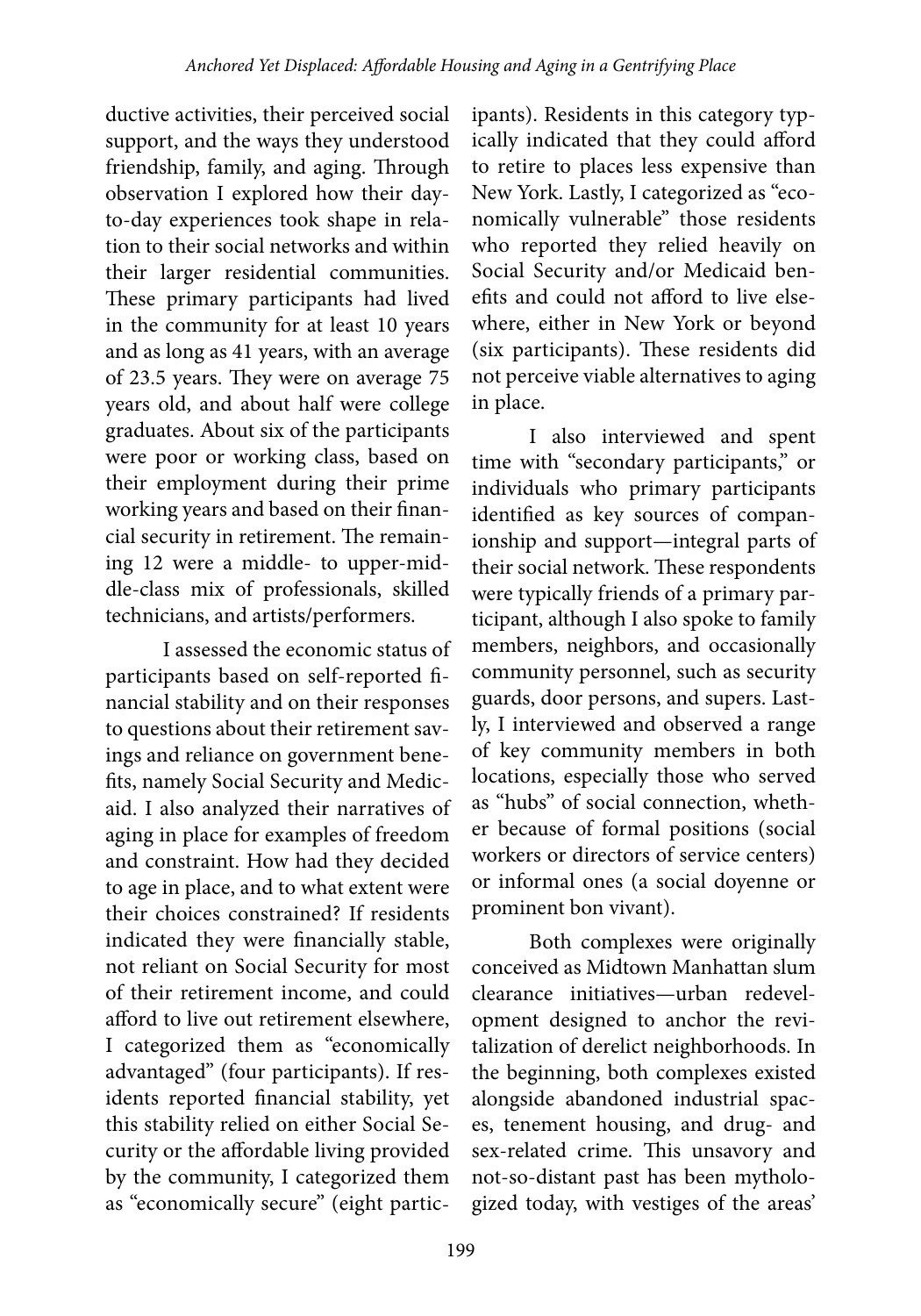ductive activities, their perceived social support, and the ways they understood friendship, family, and aging. Through observation I explored how their day-to-day experiences took shape in relation to their social networks and within their larger residential communities. These primary participants had lived in the community for at least 10 years and as long as 41 years, with an average of 23.5 years. They were on average 75 years old, and about half were college graduates. About six of the participants were poor or working class, based on their employment during their prime working years and based on their financial security in retirement. The remaining 12 were a middle- to upper-middle-class mix of professionals, skilled technicians, and artists/performers.

I assessed the economic status of participants based on self-reported financial stability and on their responses to questions about their retirement savings and reliance on government benefits, namely Social Security and Medicaid. I also analyzed their narratives of aging in place for examples of freedom and constraint. How had they decided to age in place, and to what extent were their choices constrained? If residents indicated they were financially stable, not reliant on Social Security for most of their retirement income, and could afford to live out retirement elsewhere, I categorized them as "economically advantaged" (four participants). If residents reported financial stability, yet this stability relied on either Social Security or the affordable living provided by the community, I categorized them as "economically secure" (eight participants). Residents in this category typically indicated that they could afford to retire to places less expensive than New York. Lastly, I categorized as "economically vulnerable" those residents who reported they relied heavily on Social Security and/or Medicaid benefits and could not afford to live elsewhere, either in New York or beyond (six participants). These residents did not perceive viable alternatives to aging in place.

I also interviewed and spent time with "secondary participants," or individuals who primary participants identified as key sources of companionship and support—integral parts of their social network. These respondents were typically friends of a primary participant, although I also spoke to family members, neighbors, and occasionally community personnel, such as security guards, door persons, and supers. Lastly, I interviewed and observed a range of key community members in both locations, especially those who served as "hubs" of social connection, whether because of formal positions (social workers or directors of service centers) or informal ones (a social doyenne or prominent bon vivant).

Both complexes were originally conceived as Midtown Manhattan slum clearance initiatives—urban redevelopment designed to anchor the revitalization of derelict neighborhoods. In the beginning, both complexes existed alongside abandoned industrial spaces, tenement housing, and drug- and sex-related crime. This unsavory and not-so-distant past has been mythologized today, with vestiges of the areas'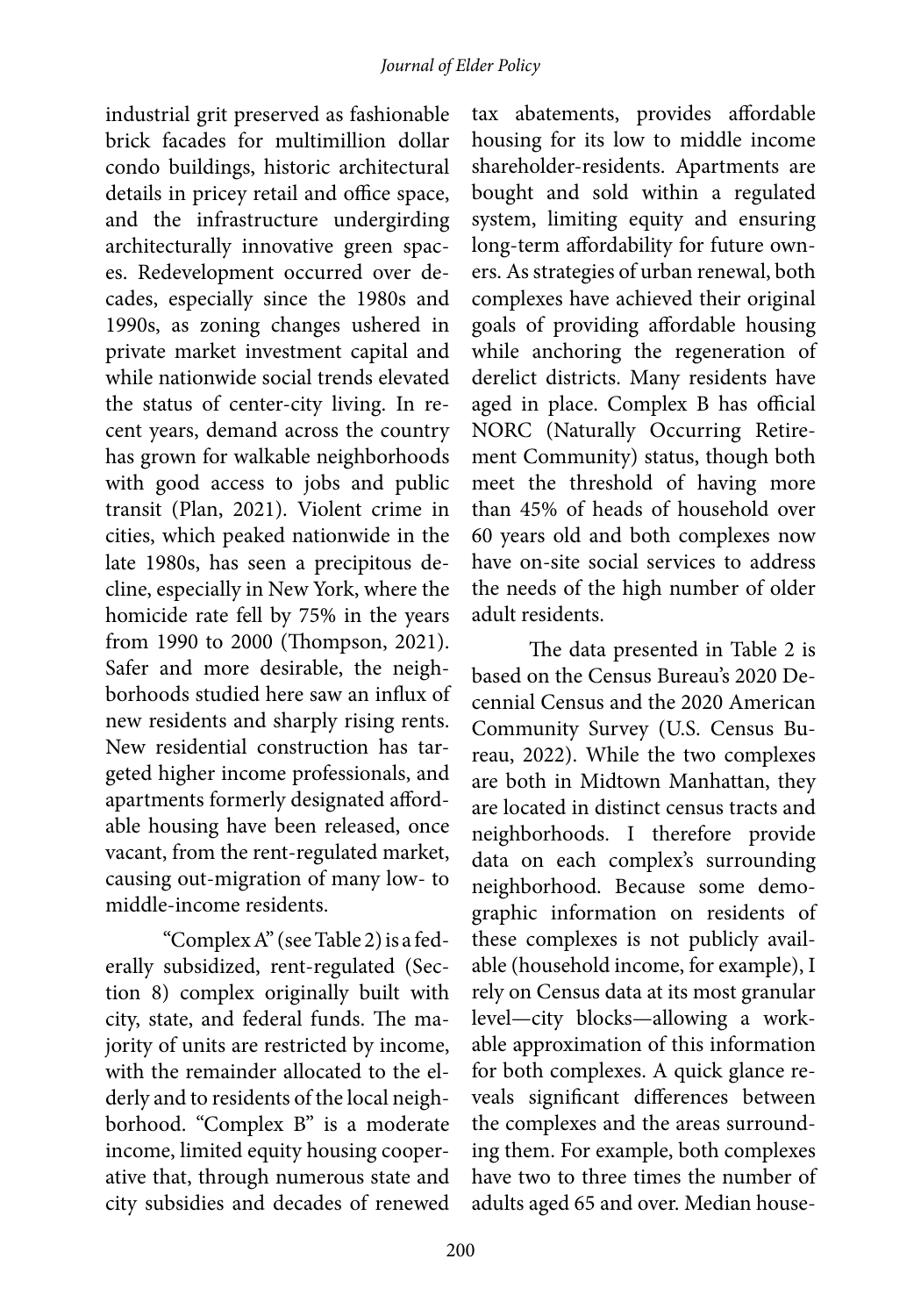industrial grit preserved as fashionable brick facades for multimillion dollar condo buildings, historic architectural details in pricey retail and office space, and the infrastructure undergirding architecturally innovative green spaces. Redevelopment occurred over decades, especially since the 1980s and 1990s, as zoning changes ushered in private market investment capital and while nationwide social trends elevated the status of center-city living. In recent years, demand across the country has grown for walkable neighborhoods with good access to jobs and public transit (Plan, 2021). Violent crime in cities, which peaked nationwide in the late 1980s, has seen a precipitous decline, especially in New York, where the homicide rate fell by 75% in the years from 1990 to 2000 (Thompson, 2021). Safer and more desirable, the neighborhoods studied here saw an influx of new residents and sharply rising rents. New residential construction has targeted higher income professionals, and apartments formerly designated affordable housing have been released, once vacant, from the rent-regulated market, causing out-migration of many low- to middle-income residents.

"Complex A" (see Table 2) is a federally subsidized, rent-regulated (Section 8) complex originally built with city, state, and federal funds. The majority of units are restricted by income, with the remainder allocated to the elderly and to residents of the local neighborhood. "Complex B" is a moderate income, limited equity housing cooperative that, through numerous state and city subsidies and decades of renewed tax abatements, provides affordable housing for its low to middle income shareholder-residents. Apartments are bought and sold within a regulated system, limiting equity and ensuring long-term affordability for future owners. As strategies of urban renewal, both complexes have achieved their original goals of providing affordable housing while anchoring the regeneration of derelict districts. Many residents have aged in place. Complex B has official NORC (Naturally Occurring Retirement Community) status, though both meet the threshold of having more than 45% of heads of household over 60 years old and both complexes now have on-site social services to address the needs of the high number of older adult residents.

The data presented in Table 2 is based on the Census Bureau's 2020 Decennial Census and the 2020 American Community Survey (U.S. Census Bureau, 2022). While the two complexes are both in Midtown Manhattan, they are located in distinct census tracts and neighborhoods. I therefore provide data on each complex's surrounding neighborhood. Because some demographic information on residents of these complexes is not publicly available (household income, for example), I rely on Census data at its most granular level—city blocks—allowing a workable approximation of this information for both complexes. A quick glance reveals significant differences between the complexes and the areas surrounding them. For example, both complexes have two to three times the number of adults aged 65 and over. Median house-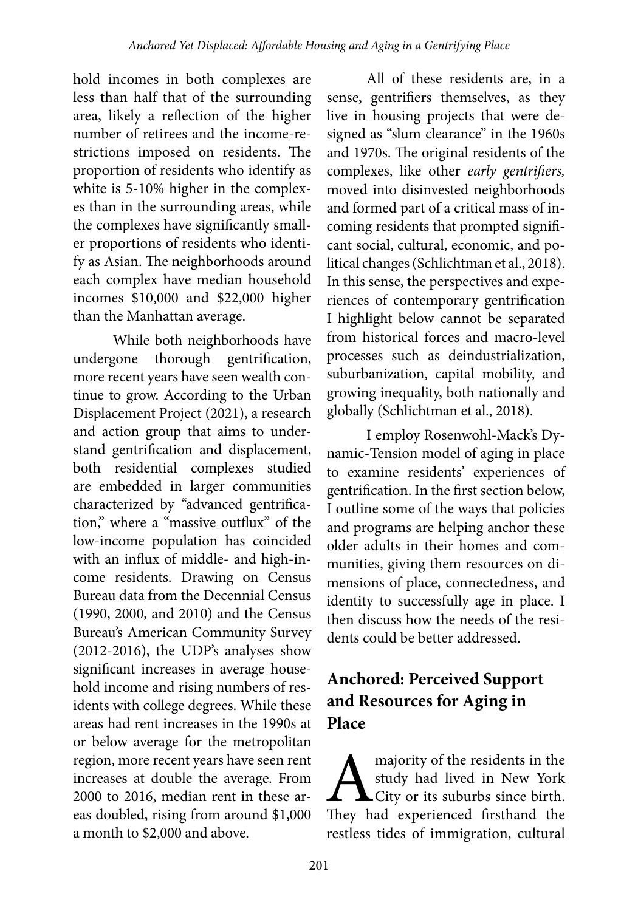hold incomes in both complexes are less than half that of the surrounding area, likely a reflection of the higher number of retirees and the income-restrictions imposed on residents. The proportion of residents who identify as white is 5-10% higher in the complexes than in the surrounding areas, while the complexes have significantly smaller proportions of residents who identify as Asian. The neighborhoods around each complex have median household incomes $10,000 and $22,000 higher than the Manhattan average.

While both neighborhoods have undergone thorough gentrification, more recent years have seen wealth continue to grow. According to the Urban Displacement Project (2021), a research and action group that aims to understand gentrification and displacement, both residential complexes studied are embedded in larger communities characterized by "advanced gentrification," where a "massive outflux" of the low-income population has coincided with an influx of middle- and high-income residents. Drawing on Census Bureau data from the Decennial Census (1990, 2000, and 2010) and the Census Bureau's American Community Survey (2012-2016), the UDP's analyses show significant increases in average household income and rising numbers of residents with college degrees. While these areas had rent increases in the 1990s at or below average for the metropolitan region, more recent years have seen rent increases at double the average. From 2000 to 2016, median rent in these areas doubled, rising from around $1,000 a month to $2,000 and above.

All of these residents are, in a sense, gentrifiers themselves, as they live in housing projects that were designed as "slum clearance" in the 1960s and 1970s. The original residents of the complexes, like other *early gentrifiers,* moved into disinvested neighborhoods and formed part of a critical mass of incoming residents that prompted significant social, cultural, economic, and political changes (Schlichtman et al., 2018). In this sense, the perspectives and experiences of contemporary gentrification I highlight below cannot be separated from historical forces and macro-level processes such as deindustrialization, suburbanization, capital mobility, and growing inequality, both nationally and globally (Schlichtman et al., 2018).

I employ Rosenwohl-Mack's Dynamic-Tension model of aging in place to examine residents' experiences of gentrification. In the first section below, I outline some of the ways that policies and programs are helping anchor these older adults in their homes and communities, giving them resources on dimensions of place, connectedness, and identity to successfully age in place. I then discuss how the needs of the residents could be better addressed.

## Anchored: Perceived Support and Resources for Aging in Place

A majority of the residents in the study had lived in New York City or its suburbs since birth. They had experienced firsthand the restless tides of immigration, cultural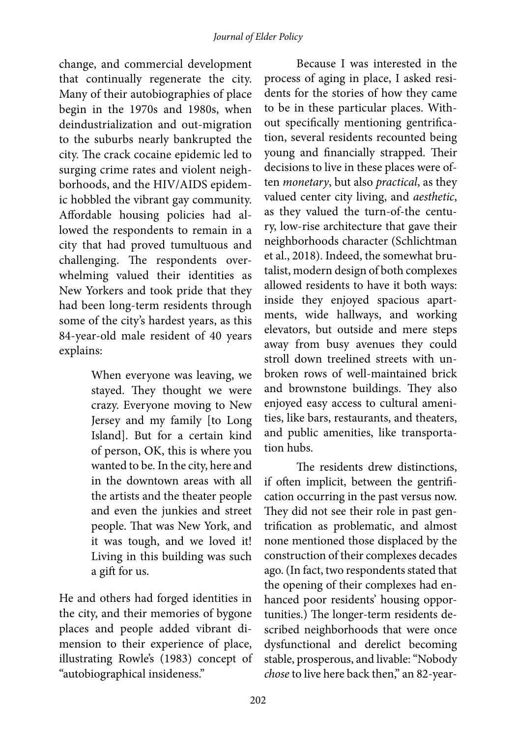change, and commercial development that continually regenerate the city. Many of their autobiographies of place begin in the 1970s and 1980s, when deindustrialization and out-migration to the suburbs nearly bankrupted the city. The crack cocaine epidemic led to surging crime rates and violent neighborhoods, and the HIV/AIDS epidemic hobbled the vibrant gay community. Affordable housing policies had allowed the respondents to remain in a city that had proved tumultuous and challenging. The respondents overwhelming valued their identities as New Yorkers and took pride that they had been long-term residents through some of the city's hardest years, as this 84-year-old male resident of 40 years explains:

> When everyone was leaving, we stayed. They thought we were crazy. Everyone moving to New Jersey and my family [to Long Island]. But for a certain kind of person, OK, this is where you wanted to be. In the city, here and in the downtown areas with all the artists and the theater people and even the junkies and street people. That was New York, and it was tough, and we loved it! Living in this building was such a gift for us.

He and others had forged identities in the city, and their memories of bygone places and people added vibrant dimension to their experience of place, illustrating Rowle's (1983) concept of "autobiographical insideness."

Because I was interested in the process of aging in place, I asked residents for the stories of how they came to be in these particular places. Without specifically mentioning gentrification, several residents recounted being young and financially strapped. Their decisions to live in these places were often *monetary*, but also *practical*, as they valued center city living, and *aesthetic*, as they valued the turn-of-the century, low-rise architecture that gave their neighborhoods character (Schlichtman et al., 2018). Indeed, the somewhat brutalist, modern design of both complexes allowed residents to have it both ways: inside they enjoyed spacious apartments, wide hallways, and working elevators, but outside and mere steps away from busy avenues they could stroll down treelined streets with unbroken rows of well-maintained brick and brownstone buildings. They also enjoyed easy access to cultural amenities, like bars, restaurants, and theaters, and public amenities, like transportation hubs.

The residents drew distinctions, if often implicit, between the gentrification occurring in the past versus now. They did not see their role in past gentrification as problematic, and almost none mentioned those displaced by the construction of their complexes decades ago. (In fact, two respondents stated that the opening of their complexes had enhanced poor residents' housing opportunities.) The longer-term residents described neighborhoods that were once dysfunctional and derelict becoming stable, prosperous, and livable: "Nobody *chose* to live here back then," an 82-year-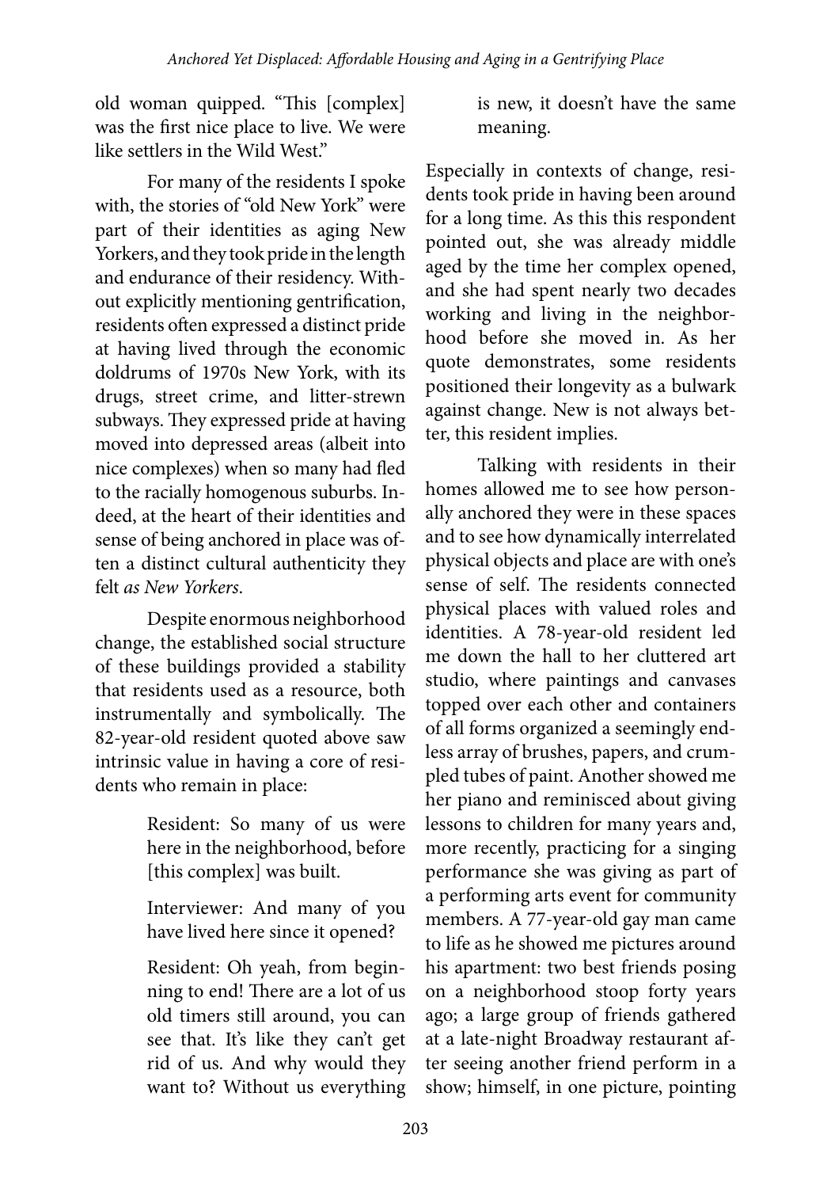old woman quipped. "This [complex] was the first nice place to live. We were like settlers in the Wild West."

For many of the residents I spoke with, the stories of "old New York" were part of their identities as aging New Yorkers, and they took pride in the length and endurance of their residency. Without explicitly mentioning gentrification, residents often expressed a distinct pride at having lived through the economic doldrums of 1970s New York, with its drugs, street crime, and litter-strewn subways. They expressed pride at having moved into depressed areas (albeit into nice complexes) when so many had fled to the racially homogenous suburbs. Indeed, at the heart of their identities and sense of being anchored in place was often a distinct cultural authenticity they felt *as New Yorkers*.

Despite enormous neighborhood change, the established social structure of these buildings provided a stability that residents used as a resource, both instrumentally and symbolically. The 82-year-old resident quoted above saw intrinsic value in having a core of residents who remain in place:

> Resident: So many of us were here in the neighborhood, before [this complex] was built.
>
> Interviewer: And many of you have lived here since it opened?
>
> Resident: Oh yeah, from beginning to end! There are a lot of us old timers still around, you can see that. It's like they can't get rid of us. And why would they want to? Without us everything is new, it doesn't have the same meaning.

Especially in contexts of change, residents took pride in having been around for a long time. As this this respondent pointed out, she was already middle aged by the time her complex opened, and she had spent nearly two decades working and living in the neighborhood before she moved in. As her quote demonstrates, some residents positioned their longevity as a bulwark against change. New is not always better, this resident implies.

Talking with residents in their homes allowed me to see how personally anchored they were in these spaces and to see how dynamically interrelated physical objects and place are with one's sense of self. The residents connected physical places with valued roles and identities. A 78-year-old resident led me down the hall to her cluttered art studio, where paintings and canvases topped over each other and containers of all forms organized a seemingly endless array of brushes, papers, and crumpled tubes of paint. Another showed me her piano and reminisced about giving lessons to children for many years and, more recently, practicing for a singing performance she was giving as part of a performing arts event for community members. A 77-year-old gay man came to life as he showed me pictures around his apartment: two best friends posing on a neighborhood stoop forty years ago; a large group of friends gathered at a late-night Broadway restaurant after seeing another friend perform in a show; himself, in one picture, pointing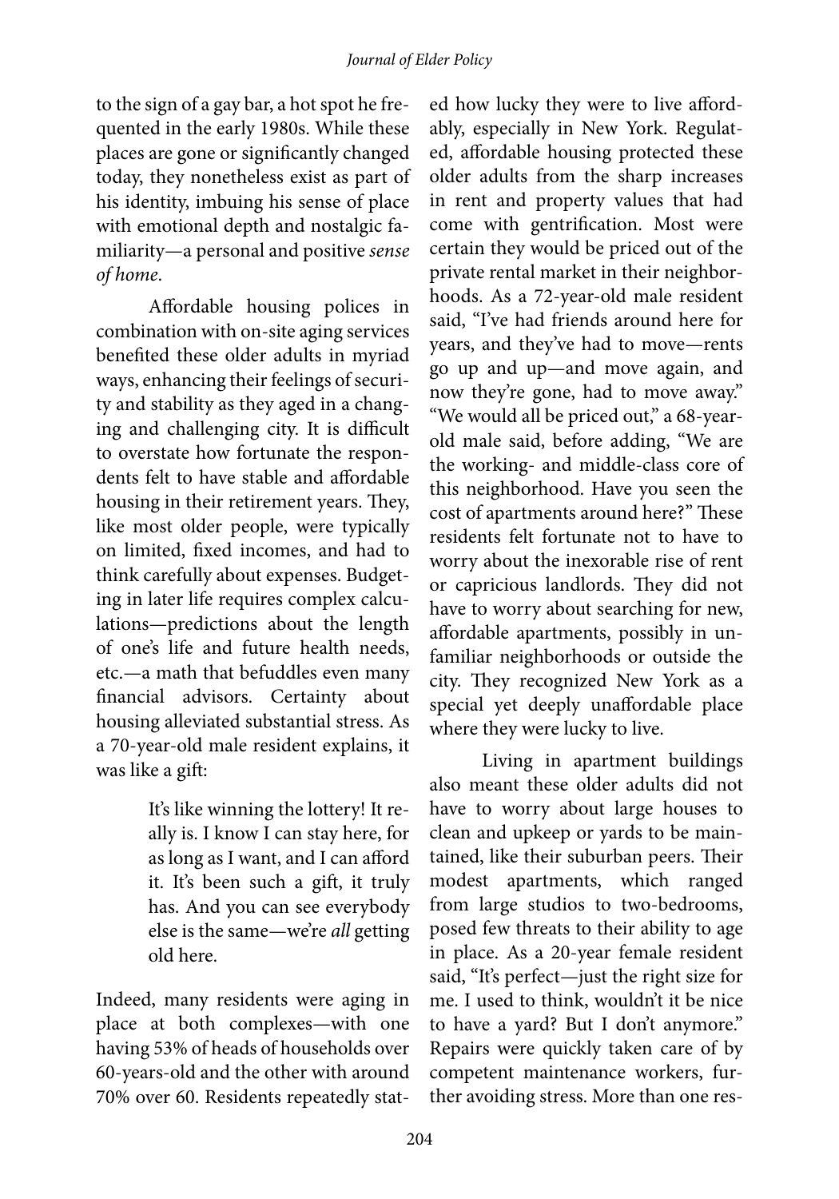to the sign of a gay bar, a hot spot he frequented in the early 1980s. While these places are gone or significantly changed today, they nonetheless exist as part of his identity, imbuing his sense of place with emotional depth and nostalgic familiarity—a personal and positive *sense of home*.

Affordable housing polices in combination with on-site aging services benefited these older adults in myriad ways, enhancing their feelings of security and stability as they aged in a changing and challenging city. It is difficult to overstate how fortunate the respondents felt to have stable and affordable housing in their retirement years. They, like most older people, were typically on limited, fixed incomes, and had to think carefully about expenses. Budgeting in later life requires complex calculations—predictions about the length of one's life and future health needs, etc.—a math that befuddles even many financial advisors. Certainty about housing alleviated substantial stress. As a 70-year-old male resident explains, it was like a gift:

> It's like winning the lottery! It really is. I know I can stay here, for as long as I want, and I can afford it. It's been such a gift, it truly has. And you can see everybody else is the same—we're *all* getting old here.

Indeed, many residents were aging in place at both complexes—with one having 53% of heads of households over 60-years-old and the other with around 70% over 60. Residents repeatedly stated how lucky they were to live affordably, especially in New York. Regulated, affordable housing protected these older adults from the sharp increases in rent and property values that had come with gentrification. Most were certain they would be priced out of the private rental market in their neighborhoods. As a 72-year-old male resident said, "I've had friends around here for years, and they've had to move—rents go up and up—and move again, and now they're gone, had to move away." "We would all be priced out," a 68-year-old male said, before adding, "We are the working- and middle-class core of this neighborhood. Have you seen the cost of apartments around here?" These residents felt fortunate not to have to worry about the inexorable rise of rent or capricious landlords. They did not have to worry about searching for new, affordable apartments, possibly in unfamiliar neighborhoods or outside the city. They recognized New York as a special yet deeply unaffordable place where they were lucky to live.

Living in apartment buildings also meant these older adults did not have to worry about large houses to clean and upkeep or yards to be maintained, like their suburban peers. Their modest apartments, which ranged from large studios to two-bedrooms, posed few threats to their ability to age in place. As a 20-year female resident said, "It's perfect—just the right size for me. I used to think, wouldn't it be nice to have a yard? But I don't anymore." Repairs were quickly taken care of by competent maintenance workers, further avoiding stress. More than one res-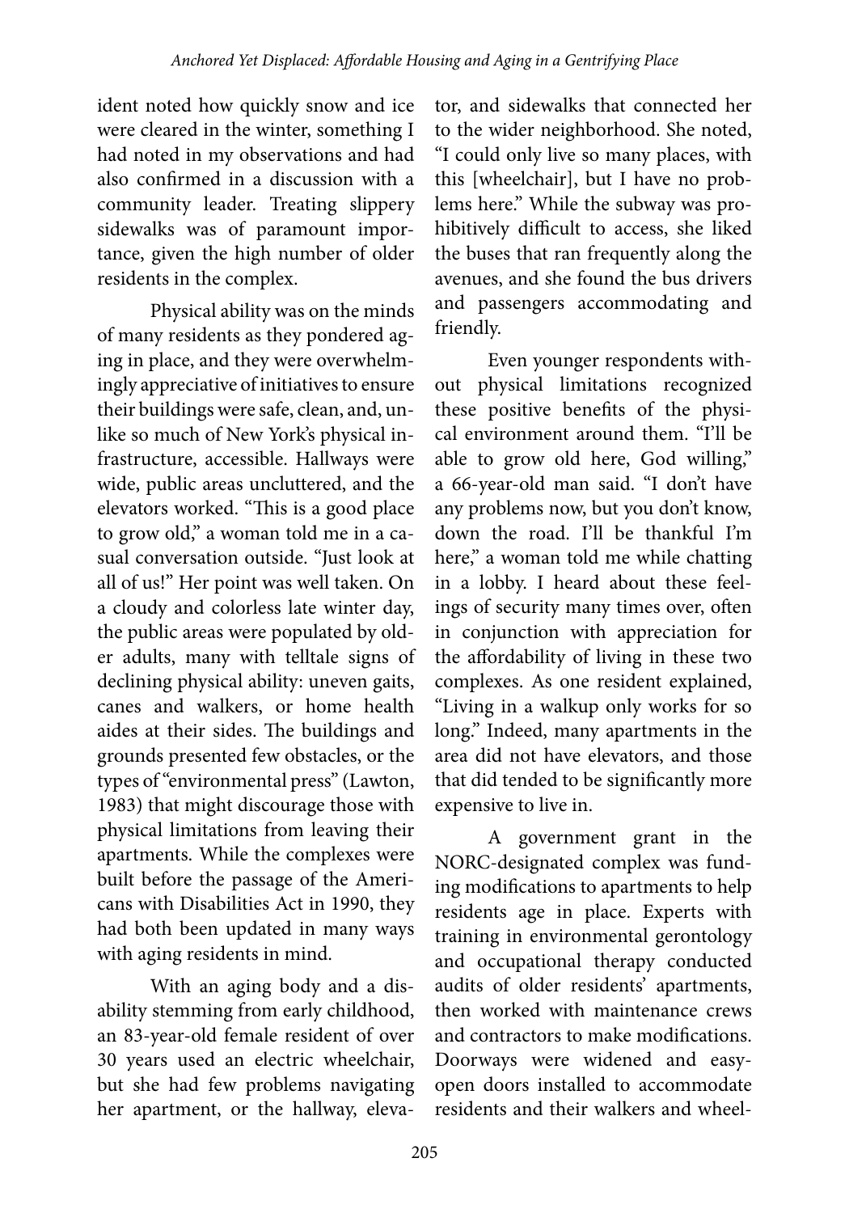ident noted how quickly snow and ice were cleared in the winter, something I had noted in my observations and had also confirmed in a discussion with a community leader. Treating slippery sidewalks was of paramount importance, given the high number of older residents in the complex.

Physical ability was on the minds of many residents as they pondered aging in place, and they were overwhelmingly appreciative of initiatives to ensure their buildings were safe, clean, and, unlike so much of New York's physical infrastructure, accessible. Hallways were wide, public areas uncluttered, and the elevators worked. "This is a good place to grow old," a woman told me in a casual conversation outside. "Just look at all of us!" Her point was well taken. On a cloudy and colorless late winter day, the public areas were populated by older adults, many with telltale signs of declining physical ability: uneven gaits, canes and walkers, or home health aides at their sides. The buildings and grounds presented few obstacles, or the types of "environmental press" (Lawton, 1983) that might discourage those with physical limitations from leaving their apartments. While the complexes were built before the passage of the Americans with Disabilities Act in 1990, they had both been updated in many ways with aging residents in mind.

With an aging body and a disability stemming from early childhood, an 83-year-old female resident of over 30 years used an electric wheelchair, but she had few problems navigating her apartment, or the hallway, elevator, and sidewalks that connected her to the wider neighborhood. She noted, "I could only live so many places, with this [wheelchair], but I have no problems here." While the subway was prohibitively difficult to access, she liked the buses that ran frequently along the avenues, and she found the bus drivers and passengers accommodating and friendly.

Even younger respondents without physical limitations recognized these positive benefits of the physical environment around them. "I'll be able to grow old here, God willing," a 66-year-old man said. "I don't have any problems now, but you don't know, down the road. I'll be thankful I'm here," a woman told me while chatting in a lobby. I heard about these feelings of security many times over, often in conjunction with appreciation for the affordability of living in these two complexes. As one resident explained, "Living in a walkup only works for so long." Indeed, many apartments in the area did not have elevators, and those that did tended to be significantly more expensive to live in.

A government grant in the NORC-designated complex was funding modifications to apartments to help residents age in place. Experts with training in environmental gerontology and occupational therapy conducted audits of older residents' apartments, then worked with maintenance crews and contractors to make modifications. Doorways were widened and easy-open doors installed to accommodate residents and their walkers and wheel-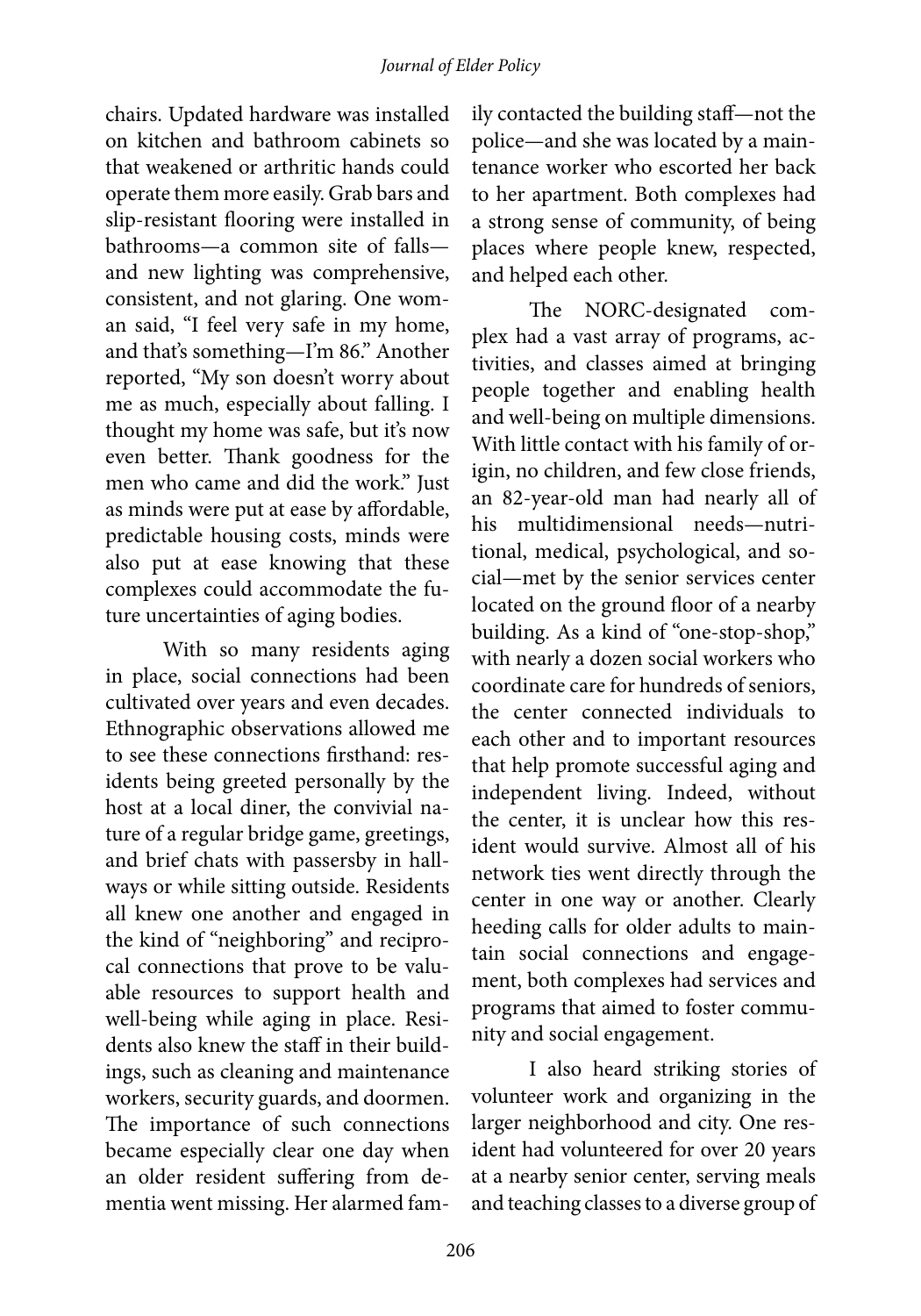chairs. Updated hardware was installed on kitchen and bathroom cabinets so that weakened or arthritic hands could operate them more easily. Grab bars and slip-resistant flooring were installed in bathrooms—a common site of falls—and new lighting was comprehensive, consistent, and not glaring. One woman said, "I feel very safe in my home, and that's something—I'm 86." Another reported, "My son doesn't worry about me as much, especially about falling. I thought my home was safe, but it's now even better. Thank goodness for the men who came and did the work." Just as minds were put at ease by affordable, predictable housing costs, minds were also put at ease knowing that these complexes could accommodate the future uncertainties of aging bodies.

With so many residents aging in place, social connections had been cultivated over years and even decades. Ethnographic observations allowed me to see these connections firsthand: residents being greeted personally by the host at a local diner, the convivial nature of a regular bridge game, greetings, and brief chats with passersby in hallways or while sitting outside. Residents all knew one another and engaged in the kind of "neighboring" and reciprocal connections that prove to be valuable resources to support health and well-being while aging in place. Residents also knew the staff in their buildings, such as cleaning and maintenance workers, security guards, and doormen. The importance of such connections became especially clear one day when an older resident suffering from dementia went missing. Her alarmed family contacted the building staff—not the police—and she was located by a maintenance worker who escorted her back to her apartment. Both complexes had a strong sense of community, of being places where people knew, respected, and helped each other.

The NORC-designated complex had a vast array of programs, activities, and classes aimed at bringing people together and enabling health and well-being on multiple dimensions. With little contact with his family of origin, no children, and few close friends, an 82-year-old man had nearly all of his multidimensional needs—nutritional, medical, psychological, and social—met by the senior services center located on the ground floor of a nearby building. As a kind of "one-stop-shop," with nearly a dozen social workers who coordinate care for hundreds of seniors, the center connected individuals to each other and to important resources that help promote successful aging and independent living. Indeed, without the center, it is unclear how this resident would survive. Almost all of his network ties went directly through the center in one way or another. Clearly heeding calls for older adults to maintain social connections and engagement, both complexes had services and programs that aimed to foster community and social engagement.

I also heard striking stories of volunteer work and organizing in the larger neighborhood and city. One resident had volunteered for over 20 years at a nearby senior center, serving meals and teaching classes to a diverse group of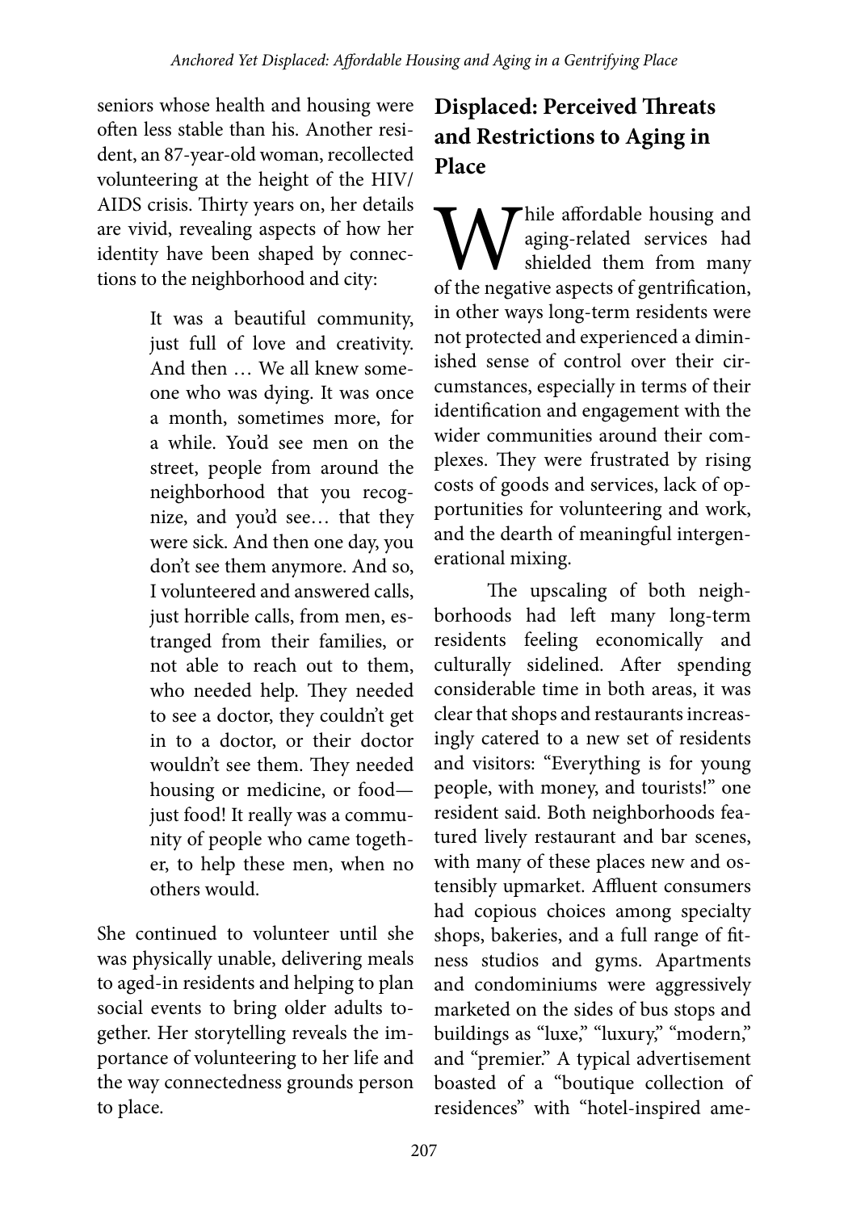seniors whose health and housing were often less stable than his. Another resident, an 87-year-old woman, recollected volunteering at the height of the HIV/AIDS crisis. Thirty years on, her details are vivid, revealing aspects of how her identity have been shaped by connections to the neighborhood and city:

> It was a beautiful community, just full of love and creativity. And then … We all knew someone who was dying. It was once a month, sometimes more, for a while. You'd see men on the street, people from around the neighborhood that you recognize, and you'd see… that they were sick. And then one day, you don't see them anymore. And so, I volunteered and answered calls, just horrible calls, from men, estranged from their families, or not able to reach out to them, who needed help. They needed to see a doctor, they couldn't get in to a doctor, or their doctor wouldn't see them. They needed housing or medicine, or food—just food! It really was a community of people who came together, to help these men, when no others would.

She continued to volunteer until she was physically unable, delivering meals to aged-in residents and helping to plan social events to bring older adults together. Her storytelling reveals the importance of volunteering to her life and the way connectedness grounds person to place.

## Displaced: Perceived Threats and Restrictions to Aging in Place

While affordable housing and aging-related services had shielded them from many of the negative aspects of gentrification, in other ways long-term residents were not protected and experienced a diminished sense of control over their circumstances, especially in terms of their identification and engagement with the wider communities around their complexes. They were frustrated by rising costs of goods and services, lack of opportunities for volunteering and work, and the dearth of meaningful intergenerational mixing.

The upscaling of both neighborhoods had left many long-term residents feeling economically and culturally sidelined. After spending considerable time in both areas, it was clear that shops and restaurants increasingly catered to a new set of residents and visitors: "Everything is for young people, with money, and tourists!" one resident said. Both neighborhoods featured lively restaurant and bar scenes, with many of these places new and ostensibly upmarket. Affluent consumers had copious choices among specialty shops, bakeries, and a full range of fitness studios and gyms. Apartments and condominiums were aggressively marketed on the sides of bus stops and buildings as "luxe," "luxury," "modern," and "premier." A typical advertisement boasted of a "boutique collection of residences" with "hotel-inspired ame-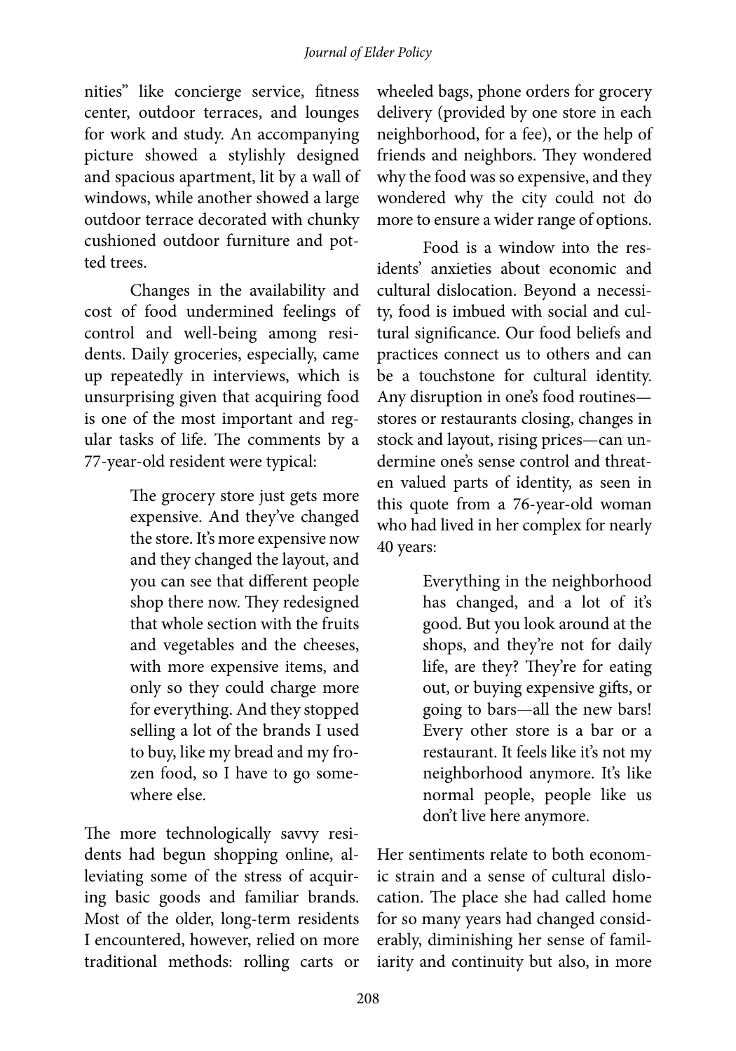nities" like concierge service, fitness center, outdoor terraces, and lounges for work and study. An accompanying picture showed a stylishly designed and spacious apartment, lit by a wall of windows, while another showed a large outdoor terrace decorated with chunky cushioned outdoor furniture and potted trees.

Changes in the availability and cost of food undermined feelings of control and well-being among residents. Daily groceries, especially, came up repeatedly in interviews, which is unsurprising given that acquiring food is one of the most important and regular tasks of life. The comments by a 77-year-old resident were typical:

> The grocery store just gets more expensive. And they've changed the store. It's more expensive now and they changed the layout, and you can see that different people shop there now. They redesigned that whole section with the fruits and vegetables and the cheeses, with more expensive items, and only so they could charge more for everything. And they stopped selling a lot of the brands I used to buy, like my bread and my frozen food, so I have to go somewhere else.

The more technologically savvy residents had begun shopping online, alleviating some of the stress of acquiring basic goods and familiar brands. Most of the older, long-term residents I encountered, however, relied on more traditional methods: rolling carts or wheeled bags, phone orders for grocery delivery (provided by one store in each neighborhood, for a fee), or the help of friends and neighbors. They wondered why the food was so expensive, and they wondered why the city could not do more to ensure a wider range of options.

Food is a window into the residents' anxieties about economic and cultural dislocation. Beyond a necessity, food is imbued with social and cultural significance. Our food beliefs and practices connect us to others and can be a touchstone for cultural identity. Any disruption in one's food routines—stores or restaurants closing, changes in stock and layout, rising prices—can undermine one's sense control and threaten valued parts of identity, as seen in this quote from a 76-year-old woman who had lived in her complex for nearly 40 years:

> Everything in the neighborhood has changed, and a lot of it's good. But you look around at the shops, and they're not for daily life, are they? They're for eating out, or buying expensive gifts, or going to bars—all the new bars! Every other store is a bar or a restaurant. It feels like it's not my neighborhood anymore. It's like normal people, people like us don't live here anymore.

Her sentiments relate to both economic strain and a sense of cultural dislocation. The place she had called home for so many years had changed considerably, diminishing her sense of familiarity and continuity but also, in more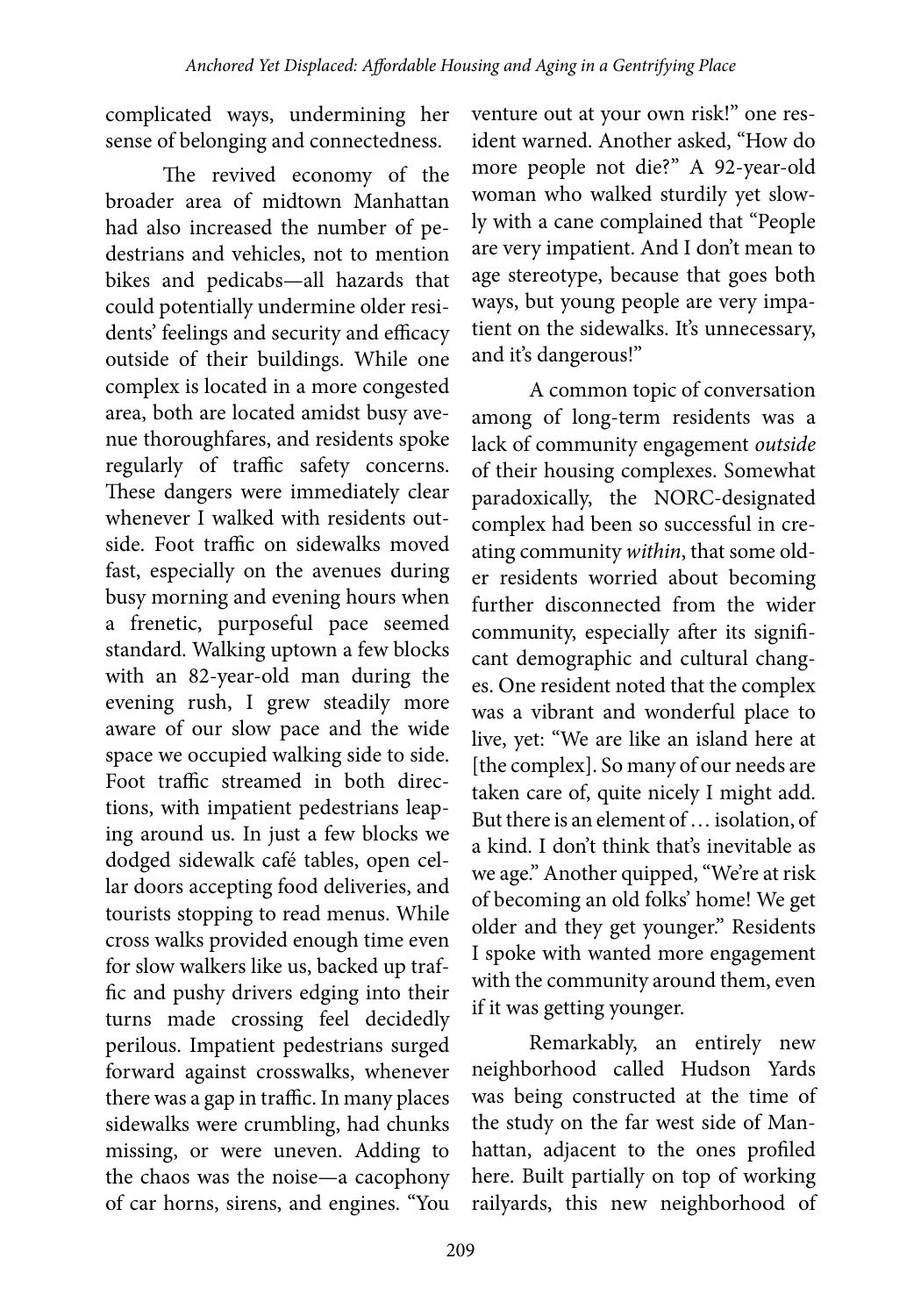complicated ways, undermining her sense of belonging and connectedness.

The revived economy of the broader area of midtown Manhattan had also increased the number of pedestrians and vehicles, not to mention bikes and pedicabs—all hazards that could potentially undermine older residents' feelings and security and efficacy outside of their buildings. While one complex is located in a more congested area, both are located amidst busy avenue thoroughfares, and residents spoke regularly of traffic safety concerns. These dangers were immediately clear whenever I walked with residents outside. Foot traffic on sidewalks moved fast, especially on the avenues during busy morning and evening hours when a frenetic, purposeful pace seemed standard. Walking uptown a few blocks with an 82-year-old man during the evening rush, I grew steadily more aware of our slow pace and the wide space we occupied walking side to side. Foot traffic streamed in both directions, with impatient pedestrians leaping around us. In just a few blocks we dodged sidewalk café tables, open cellar doors accepting food deliveries, and tourists stopping to read menus. While cross walks provided enough time even for slow walkers like us, backed up traffic and pushy drivers edging into their turns made crossing feel decidedly perilous. Impatient pedestrians surged forward against crosswalks, whenever there was a gap in traffic. In many places sidewalks were crumbling, had chunks missing, or were uneven. Adding to the chaos was the noise—a cacophony of car horns, sirens, and engines. "You venture out at your own risk!" one resident warned. Another asked, "How do more people not die?" A 92-year-old woman who walked sturdily yet slowly with a cane complained that "People are very impatient. And I don't mean to age stereotype, because that goes both ways, but young people are very impatient on the sidewalks. It's unnecessary, and it's dangerous!"

A common topic of conversation among of long-term residents was a lack of community engagement *outside* of their housing complexes. Somewhat paradoxically, the NORC-designated complex had been so successful in creating community *within*, that some older residents worried about becoming further disconnected from the wider community, especially after its significant demographic and cultural changes. One resident noted that the complex was a vibrant and wonderful place to live, yet: "We are like an island here at [the complex]. So many of our needs are taken care of, quite nicely I might add. But there is an element of … isolation, of a kind. I don't think that's inevitable as we age." Another quipped, "We're at risk of becoming an old folks' home! We get older and they get younger." Residents I spoke with wanted more engagement with the community around them, even if it was getting younger.

Remarkably, an entirely new neighborhood called Hudson Yards was being constructed at the time of the study on the far west side of Manhattan, adjacent to the ones profiled here. Built partially on top of working railyards, this new neighborhood of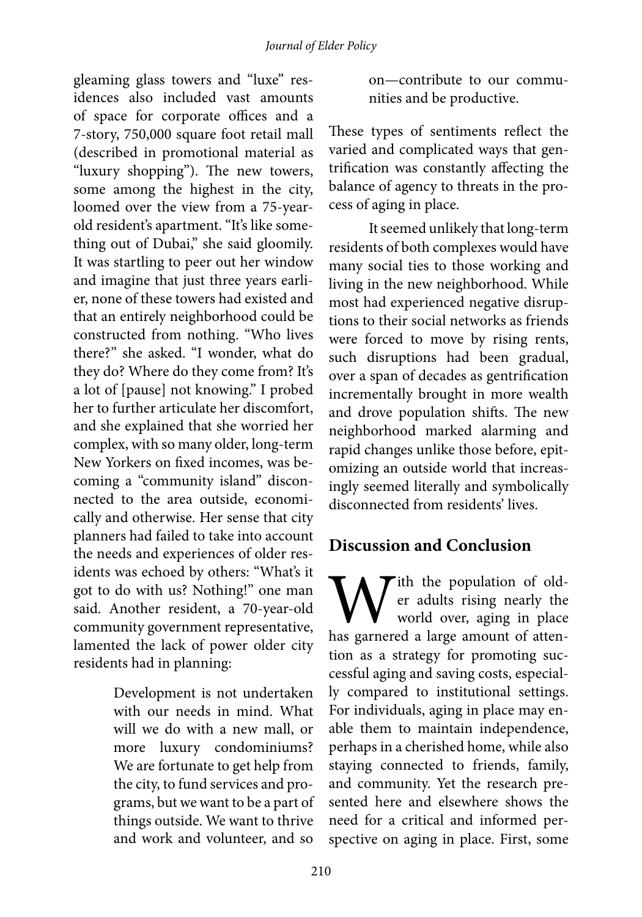gleaming glass towers and "luxe" residences also included vast amounts of space for corporate offices and a 7-story, 750,000 square foot retail mall (described in promotional material as "luxury shopping"). The new towers, some among the highest in the city, loomed over the view from a 75-year-old resident's apartment. "It's like something out of Dubai," she said gloomily. It was startling to peer out her window and imagine that just three years earlier, none of these towers had existed and that an entirely neighborhood could be constructed from nothing. "Who lives there?" she asked. "I wonder, what do they do? Where do they come from? It's a lot of [pause] not knowing." I probed her to further articulate her discomfort, and she explained that she worried her complex, with so many older, long-term New Yorkers on fixed incomes, was becoming a "community island" disconnected to the area outside, economically and otherwise. Her sense that city planners had failed to take into account the needs and experiences of older residents was echoed by others: "What's it got to do with us? Nothing!" one man said. Another resident, a 70-year-old community government representative, lamented the lack of power older city residents had in planning:

> Development is not undertaken with our needs in mind. What will we do with a new mall, or more luxury condominiums? We are fortunate to get help from the city, to fund services and programs, but we want to be a part of things outside. We want to thrive and work and volunteer, and so on—contribute to our communities and be productive.

These types of sentiments reflect the varied and complicated ways that gentrification was constantly affecting the balance of agency to threats in the process of aging in place.

It seemed unlikely that long-term residents of both complexes would have many social ties to those working and living in the new neighborhood. While most had experienced negative disruptions to their social networks as friends were forced to move by rising rents, such disruptions had been gradual, over a span of decades as gentrification incrementally brought in more wealth and drove population shifts. The new neighborhood marked alarming and rapid changes unlike those before, epitomizing an outside world that increasingly seemed literally and symbolically disconnected from residents' lives.

## Discussion and Conclusion

With the population of older adults rising nearly the world over, aging in place has garnered a large amount of attention as a strategy for promoting successful aging and saving costs, especially compared to institutional settings. For individuals, aging in place may enable them to maintain independence, perhaps in a cherished home, while also staying connected to friends, family, and community. Yet the research presented here and elsewhere shows the need for a critical and informed perspective on aging in place. First, some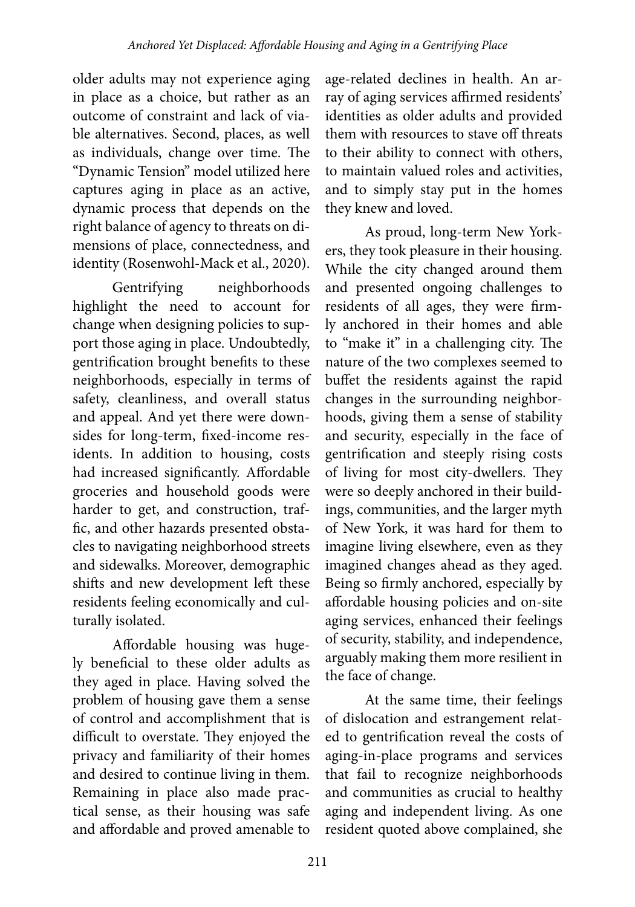older adults may not experience aging in place as a choice, but rather as an outcome of constraint and lack of viable alternatives. Second, places, as well as individuals, change over time. The "Dynamic Tension" model utilized here captures aging in place as an active, dynamic process that depends on the right balance of agency to threats on dimensions of place, connectedness, and identity (Rosenwohl-Mack et al., 2020).

Gentrifying neighborhoods highlight the need to account for change when designing policies to support those aging in place. Undoubtedly, gentrification brought benefits to these neighborhoods, especially in terms of safety, cleanliness, and overall status and appeal. And yet there were downsides for long-term, fixed-income residents. In addition to housing, costs had increased significantly. Affordable groceries and household goods were harder to get, and construction, traffic, and other hazards presented obstacles to navigating neighborhood streets and sidewalks. Moreover, demographic shifts and new development left these residents feeling economically and culturally isolated.

Affordable housing was hugely beneficial to these older adults as they aged in place. Having solved the problem of housing gave them a sense of control and accomplishment that is difficult to overstate. They enjoyed the privacy and familiarity of their homes and desired to continue living in them. Remaining in place also made practical sense, as their housing was safe and affordable and proved amenable to age-related declines in health. An array of aging services affirmed residents' identities as older adults and provided them with resources to stave off threats to their ability to connect with others, to maintain valued roles and activities, and to simply stay put in the homes they knew and loved.

As proud, long-term New Yorkers, they took pleasure in their housing. While the city changed around them and presented ongoing challenges to residents of all ages, they were firmly anchored in their homes and able to "make it" in a challenging city. The nature of the two complexes seemed to buffet the residents against the rapid changes in the surrounding neighborhoods, giving them a sense of stability and security, especially in the face of gentrification and steeply rising costs of living for most city-dwellers. They were so deeply anchored in their buildings, communities, and the larger myth of New York, it was hard for them to imagine living elsewhere, even as they imagined changes ahead as they aged. Being so firmly anchored, especially by affordable housing policies and on-site aging services, enhanced their feelings of security, stability, and independence, arguably making them more resilient in the face of change.

At the same time, their feelings of dislocation and estrangement related to gentrification reveal the costs of aging-in-place programs and services that fail to recognize neighborhoods and communities as crucial to healthy aging and independent living. As one resident quoted above complained, she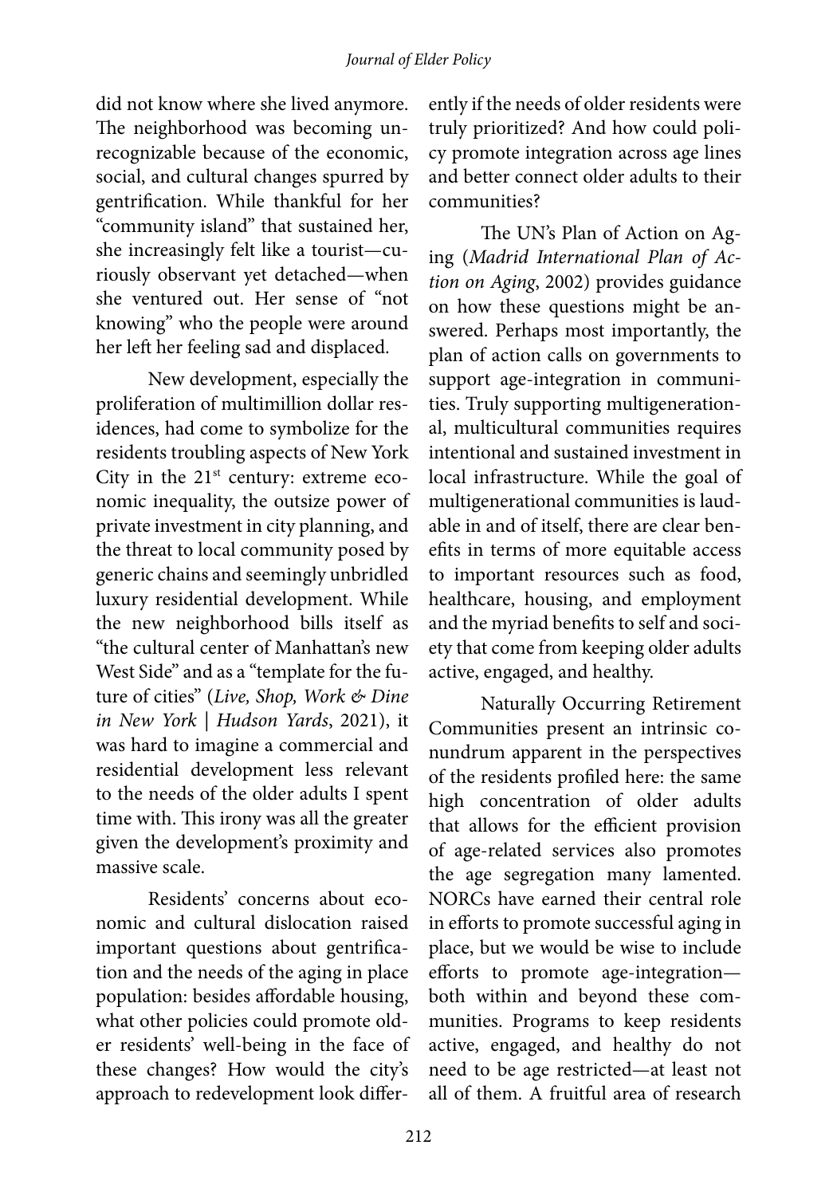did not know where she lived anymore. The neighborhood was becoming unrecognizable because of the economic, social, and cultural changes spurred by gentrification. While thankful for her "community island" that sustained her, she increasingly felt like a tourist—curiously observant yet detached—when she ventured out. Her sense of "not knowing" who the people were around her left her feeling sad and displaced.

New development, especially the proliferation of multimillion dollar residences, had come to symbolize for the residents troubling aspects of New York City in the 21st century: extreme economic inequality, the outsize power of private investment in city planning, and the threat to local community posed by generic chains and seemingly unbridled luxury residential development. While the new neighborhood bills itself as "the cultural center of Manhattan's new West Side" and as a "template for the future of cities" (*Live, Shop, Work & Dine in New York | Hudson Yards*, 2021), it was hard to imagine a commercial and residential development less relevant to the needs of the older adults I spent time with. This irony was all the greater given the development's proximity and massive scale.

Residents' concerns about economic and cultural dislocation raised important questions about gentrification and the needs of the aging in place population: besides affordable housing, what other policies could promote older residents' well-being in the face of these changes? How would the city's approach to redevelopment look differently if the needs of older residents were truly prioritized? And how could policy promote integration across age lines and better connect older adults to their communities?

The UN's Plan of Action on Aging (*Madrid International Plan of Action on Aging*, 2002) provides guidance on how these questions might be answered. Perhaps most importantly, the plan of action calls on governments to support age-integration in communities. Truly supporting multigenerational, multicultural communities requires intentional and sustained investment in local infrastructure. While the goal of multigenerational communities is laudable in and of itself, there are clear benefits in terms of more equitable access to important resources such as food, healthcare, housing, and employment and the myriad benefits to self and society that come from keeping older adults active, engaged, and healthy.

Naturally Occurring Retirement Communities present an intrinsic conundrum apparent in the perspectives of the residents profiled here: the same high concentration of older adults that allows for the efficient provision of age-related services also promotes the age segregation many lamented. NORCs have earned their central role in efforts to promote successful aging in place, but we would be wise to include efforts to promote age-integration—both within and beyond these communities. Programs to keep residents active, engaged, and healthy do not need to be age restricted—at least not all of them. A fruitful area of research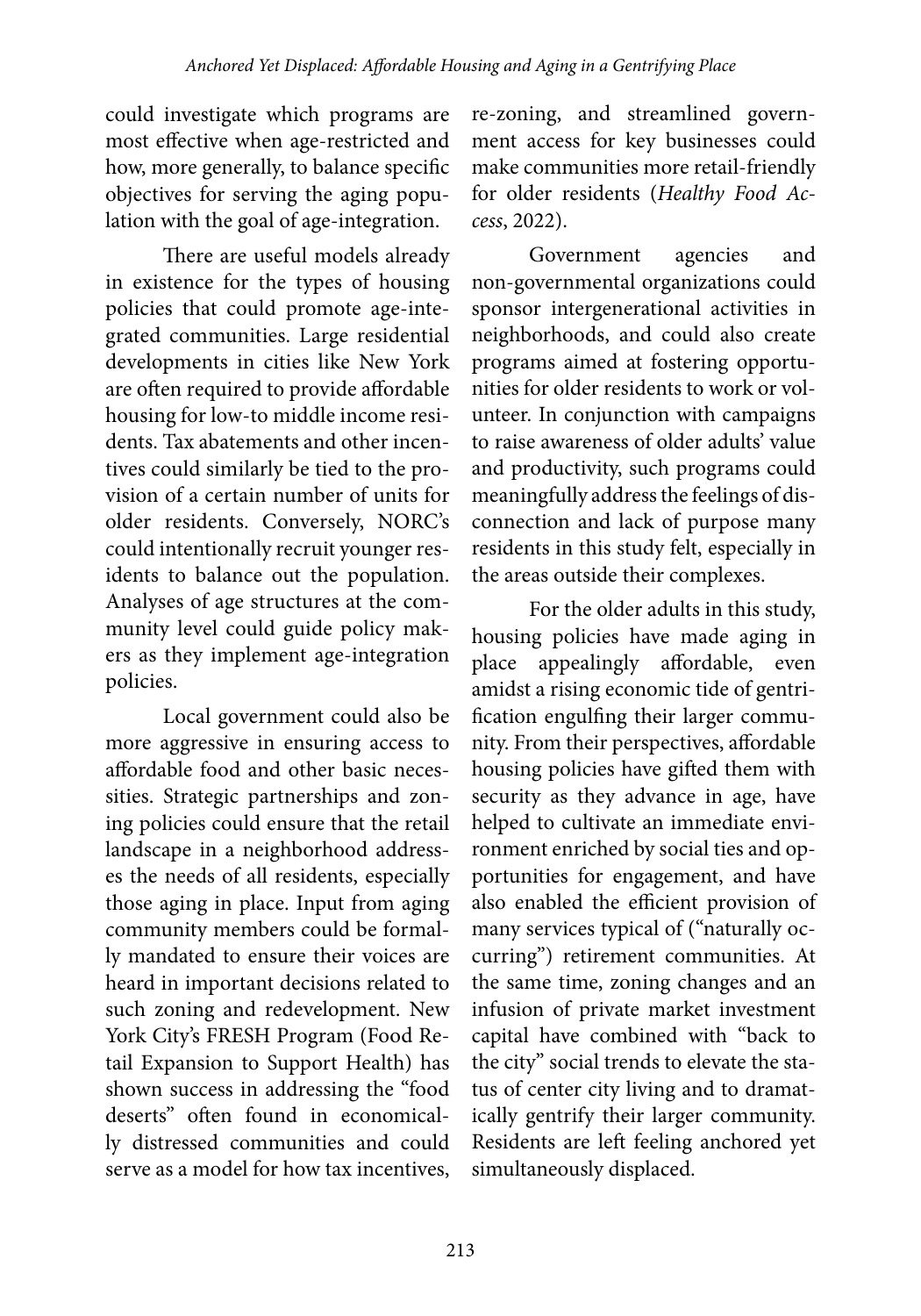could investigate which programs are most effective when age-restricted and how, more generally, to balance specific objectives for serving the aging population with the goal of age-integration.

There are useful models already in existence for the types of housing policies that could promote age-integrated communities. Large residential developments in cities like New York are often required to provide affordable housing for low-to middle income residents. Tax abatements and other incentives could similarly be tied to the provision of a certain number of units for older residents. Conversely, NORC's could intentionally recruit younger residents to balance out the population. Analyses of age structures at the community level could guide policy makers as they implement age-integration policies.

Local government could also be more aggressive in ensuring access to affordable food and other basic necessities. Strategic partnerships and zoning policies could ensure that the retail landscape in a neighborhood addresses the needs of all residents, especially those aging in place. Input from aging community members could be formally mandated to ensure their voices are heard in important decisions related to such zoning and redevelopment. New York City's FRESH Program (Food Retail Expansion to Support Health) has shown success in addressing the "food deserts" often found in economically distressed communities and could serve as a model for how tax incentives, re-zoning, and streamlined government access for key businesses could make communities more retail-friendly for older residents (*Healthy Food Access*, 2022).

Government agencies and non-governmental organizations could sponsor intergenerational activities in neighborhoods, and could also create programs aimed at fostering opportunities for older residents to work or volunteer. In conjunction with campaigns to raise awareness of older adults' value and productivity, such programs could meaningfully address the feelings of disconnection and lack of purpose many residents in this study felt, especially in the areas outside their complexes.

For the older adults in this study, housing policies have made aging in place appealingly affordable, even amidst a rising economic tide of gentrification engulfing their larger community. From their perspectives, affordable housing policies have gifted them with security as they advance in age, have helped to cultivate an immediate environment enriched by social ties and opportunities for engagement, and have also enabled the efficient provision of many services typical of ("naturally occurring") retirement communities. At the same time, zoning changes and an infusion of private market investment capital have combined with "back to the city" social trends to elevate the status of center city living and to dramatically gentrify their larger community. Residents are left feeling anchored yet simultaneously displaced.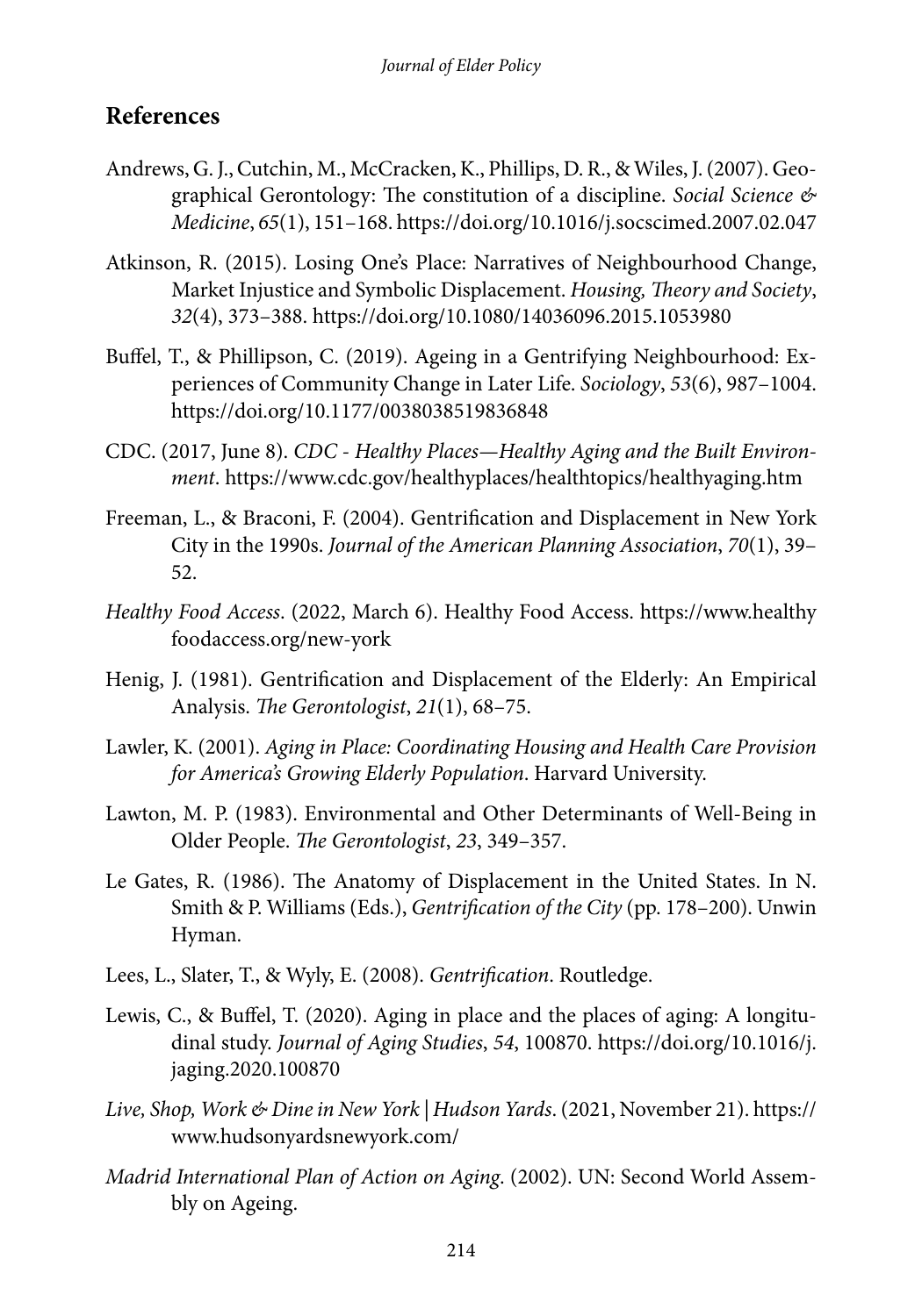## References

Andrews, G. J., Cutchin, M., McCracken, K., Phillips, D. R., & Wiles, J. (2007). Geographical Gerontology: The constitution of a discipline. *Social Science & Medicine*, *65*(1), 151–168. https://doi.org/10.1016/j.socscimed.2007.02.047

Atkinson, R. (2015). Losing One's Place: Narratives of Neighbourhood Change, Market Injustice and Symbolic Displacement. *Housing, Theory and Society*, *32*(4), 373–388. https://doi.org/10.1080/14036096.2015.1053980

Buffel, T., & Phillipson, C. (2019). Ageing in a Gentrifying Neighbourhood: Experiences of Community Change in Later Life. *Sociology*, *53*(6), 987–1004. https://doi.org/10.1177/0038038519836848

CDC. (2017, June 8). *CDC - Healthy Places—Healthy Aging and the Built Environment*. https://www.cdc.gov/healthyplaces/healthtopics/healthyaging.htm

Freeman, L., & Braconi, F. (2004). Gentrification and Displacement in New York City in the 1990s. *Journal of the American Planning Association*, *70*(1), 39–52.

*Healthy Food Access*. (2022, March 6). Healthy Food Access. https://www.healthyfoodaccess.org/new-york

Henig, J. (1981). Gentrification and Displacement of the Elderly: An Empirical Analysis. *The Gerontologist*, *21*(1), 68–75.

Lawler, K. (2001). *Aging in Place: Coordinating Housing and Health Care Provision for America's Growing Elderly Population*. Harvard University.

Lawton, M. P. (1983). Environmental and Other Determinants of Well-Being in Older People. *The Gerontologist*, *23*, 349–357.

Le Gates, R. (1986). The Anatomy of Displacement in the United States. In N. Smith & P. Williams (Eds.), *Gentrification of the City* (pp. 178–200). Unwin Hyman.

Lees, L., Slater, T., & Wyly, E. (2008). *Gentrification*. Routledge.

Lewis, C., & Buffel, T. (2020). Aging in place and the places of aging: A longitudinal study. *Journal of Aging Studies*, *54*, 100870. https://doi.org/10.1016/j.jaging.2020.100870

*Live, Shop, Work & Dine in New York | Hudson Yards*. (2021, November 21). https://www.hudsonyardsnewyork.com/

*Madrid International Plan of Action on Aging*. (2002). UN: Second World Assembly on Ageing.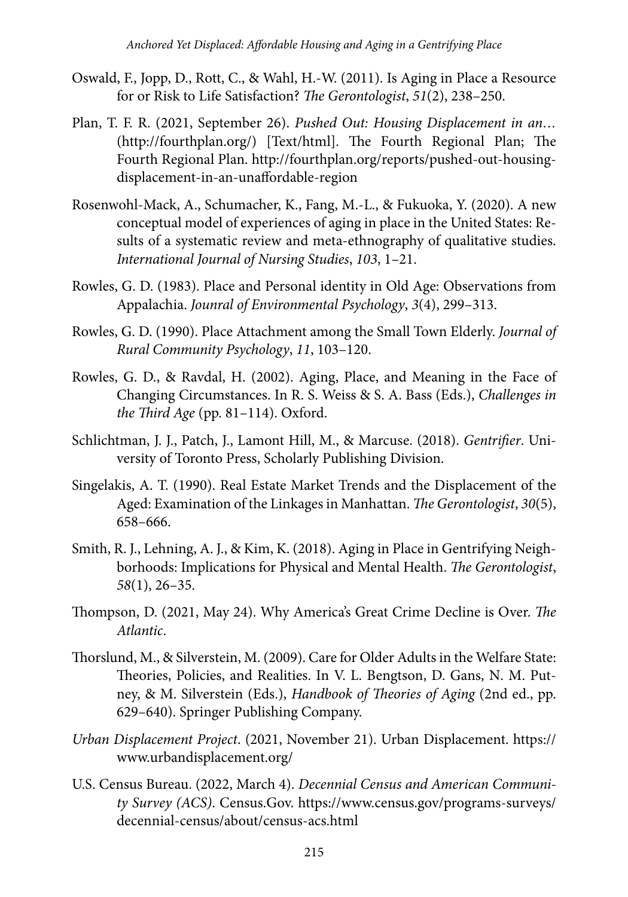Oswald, F., Jopp, D., Rott, C., & Wahl, H.-W. (2011). Is Aging in Place a Resource for or Risk to Life Satisfaction? *The Gerontologist*, *51*(2), 238–250.

Plan, T. F. R. (2021, September 26). *Pushed Out: Housing Displacement in an…* (http://fourthplan.org/) [Text/html]. The Fourth Regional Plan; The Fourth Regional Plan. http://fourthplan.org/reports/pushed-out-housing-displacement-in-an-unaffordable-region

Rosenwohl-Mack, A., Schumacher, K., Fang, M.-L., & Fukuoka, Y. (2020). A new conceptual model of experiences of aging in place in the United States: Results of a systematic review and meta-ethnography of qualitative studies. *International Journal of Nursing Studies*, *103*, 1–21.

Rowles, G. D. (1983). Place and Personal identity in Old Age: Observations from Appalachia. *Jounral of Environmental Psychology*, *3*(4), 299–313.

Rowles, G. D. (1990). Place Attachment among the Small Town Elderly. *Journal of Rural Community Psychology*, *11*, 103–120.

Rowles, G. D., & Ravdal, H. (2002). Aging, Place, and Meaning in the Face of Changing Circumstances. In R. S. Weiss & S. A. Bass (Eds.), *Challenges in the Third Age* (pp. 81–114). Oxford.

Schlichtman, J. J., Patch, J., Lamont Hill, M., & Marcuse. (2018). *Gentrifier*. University of Toronto Press, Scholarly Publishing Division.

Singelakis, A. T. (1990). Real Estate Market Trends and the Displacement of the Aged: Examination of the Linkages in Manhattan. *The Gerontologist*, *30*(5), 658–666.

Smith, R. J., Lehning, A. J., & Kim, K. (2018). Aging in Place in Gentrifying Neighborhoods: Implications for Physical and Mental Health. *The Gerontologist*, *58*(1), 26–35.

Thompson, D. (2021, May 24). Why America's Great Crime Decline is Over. *The Atlantic*.

Thorslund, M., & Silverstein, M. (2009). Care for Older Adults in the Welfare State: Theories, Policies, and Realities. In V. L. Bengtson, D. Gans, N. M. Putney, & M. Silverstein (Eds.), *Handbook of Theories of Aging* (2nd ed., pp. 629–640). Springer Publishing Company.

*Urban Displacement Project*. (2021, November 21). Urban Displacement. https://www.urbandisplacement.org/

U.S. Census Bureau. (2022, March 4). *Decennial Census and American Community Survey (ACS)*. Census.Gov. https://www.census.gov/programs-surveys/decennial-census/about/census-acs.html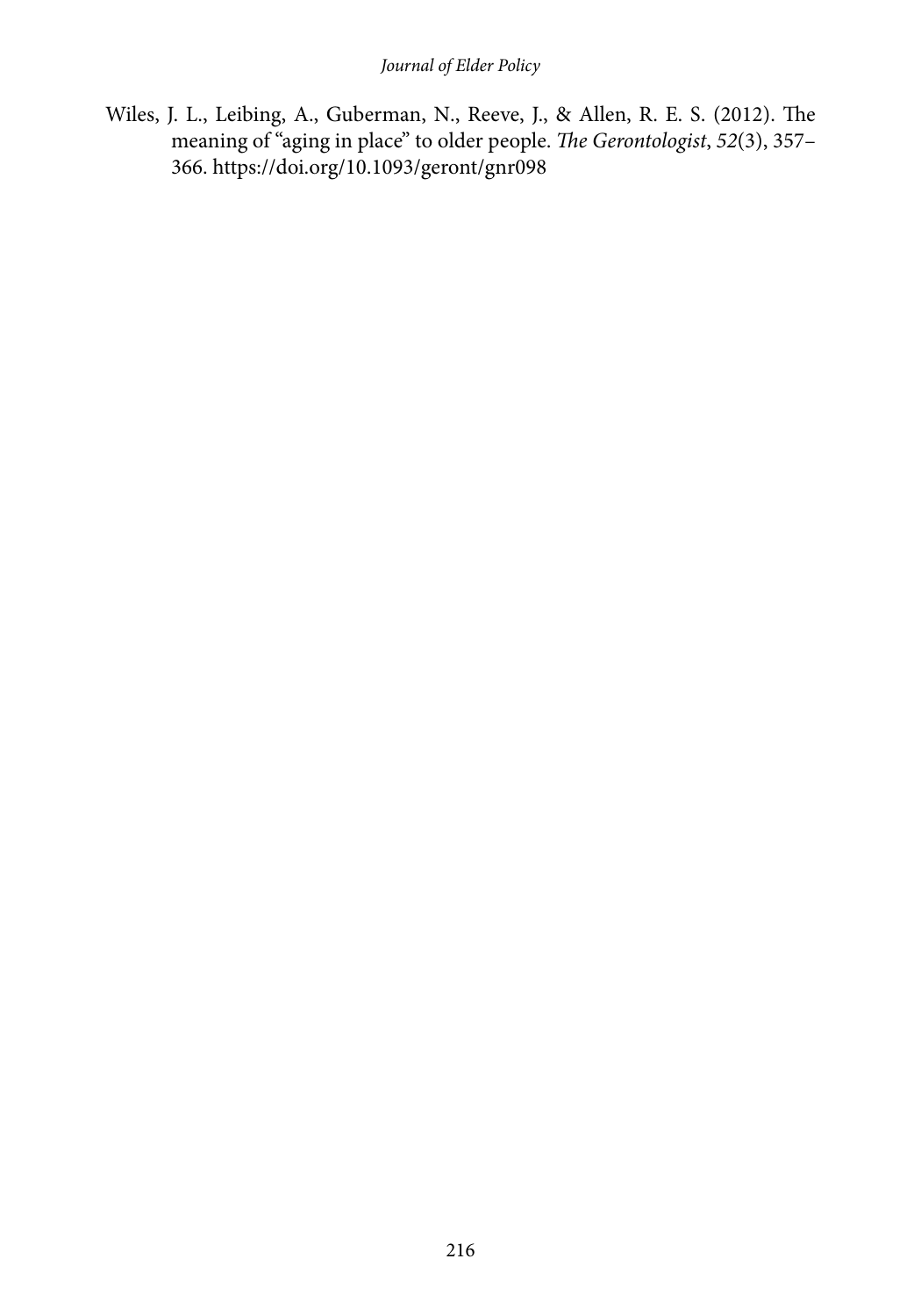Wiles, J. L., Leibing, A., Guberman, N., Reeve, J., & Allen, R. E. S. (2012). The meaning of "aging in place" to older people. *The Gerontologist*, *52*(3), 357–366. https://doi.org/10.1093/geront/gnr098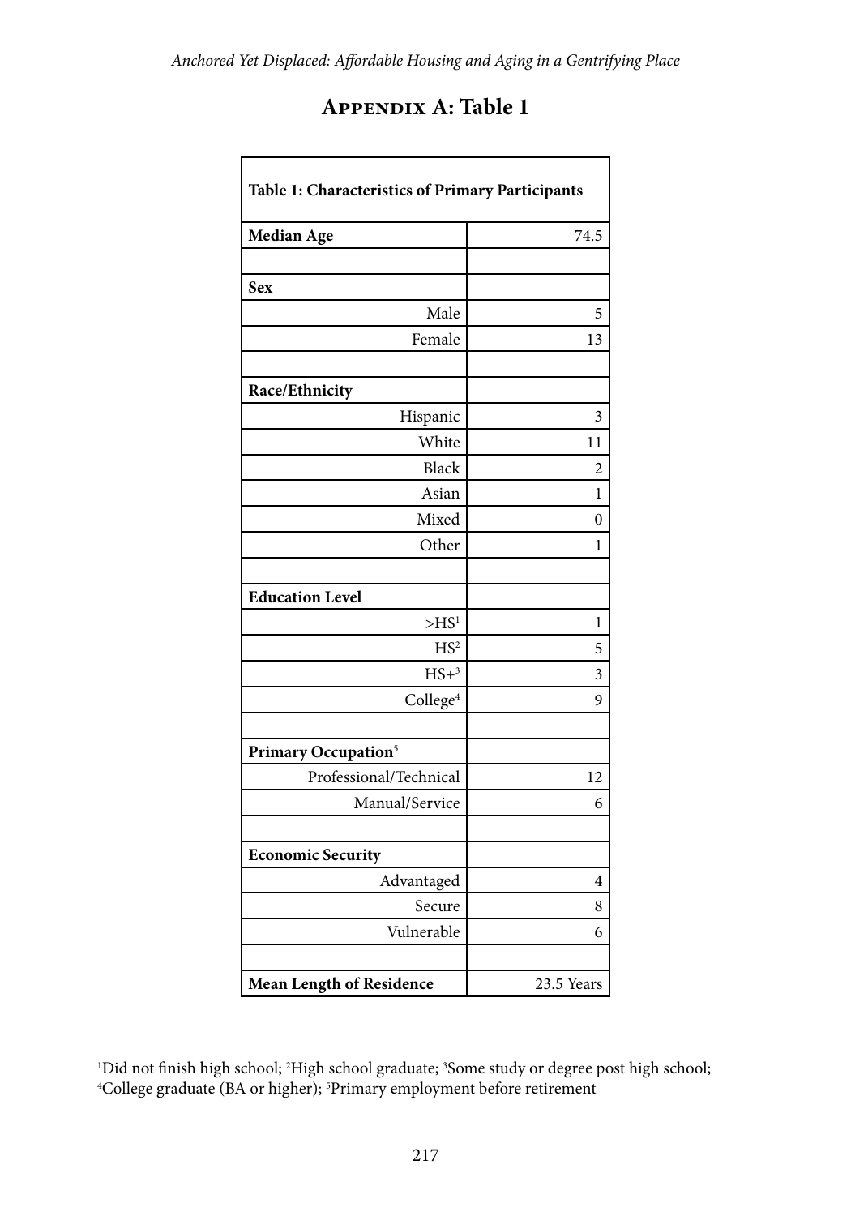## Appendix A: Table 1

| Table 1: Characteristics of Primary Participants | |
|---|---|
| **Median Age** | 74.5 |
| | |
| **Sex** | |
| Male | 5 |
| Female | 13 |
| | |
| **Race/Ethnicity** | |
| Hispanic | 3 |
| White | 11 |
| Black | 2 |
| Asian | 1 |
| Mixed | 0 |
| Other | 1 |
| | |
| **Education Level** | |
| >HS[1] | 1 |
| HS[2] | 5 |
| HS+[3] | 3 |
| College[4] | 9 |
| | |
| **Primary Occupation**[5] | |
| Professional/Technical | 12 |
| Manual/Service | 6 |
| | |
| **Economic Security** | |
| Advantaged | 4 |
| Secure | 8 |
| Vulnerable | 6 |
| | |
| **Mean Length of Residence** | 23.5 Years |

[1]Did not finish high school; [2]High school graduate; [3]Some study or degree post high school; [4]College graduate (BA or higher); [5]Primary employment before retirement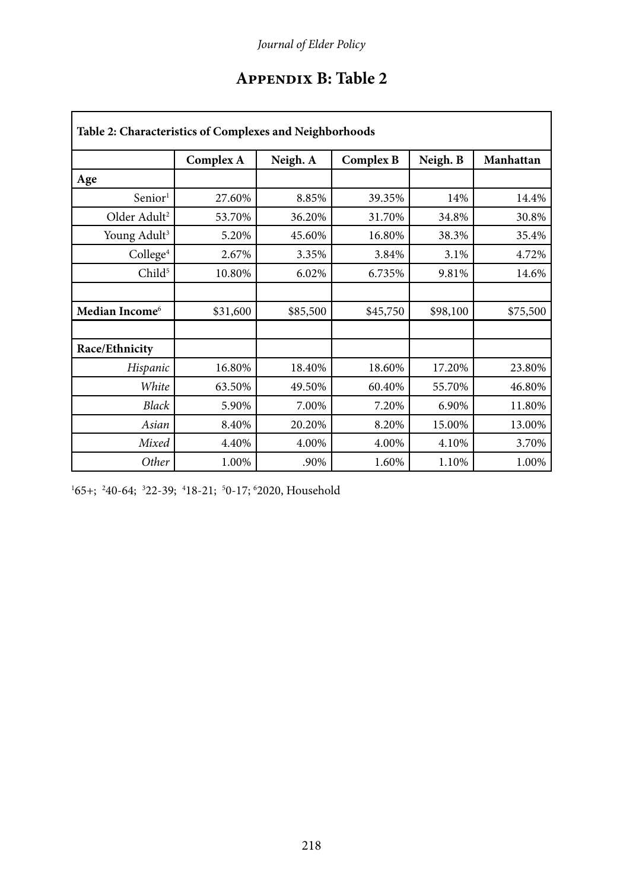## Appendix B: Table 2

| Table 2: Characteristics of Complexes and Neighborhoods | | | | | |
|---|---|---|---|---|---|
| | **Complex A** | **Neigh. A** | **Complex B** | **Neigh. B** | **Manhattan** |
| **Age** | | | | | |
| Senior[1] | 27.60% | 8.85% | 39.35% | 14% | 14.4% |
| Older Adult[2] | 53.70% | 36.20% | 31.70% | 34.8% | 30.8% |
| Young Adult[3] | 5.20% | 45.60% | 16.80% | 38.3% | 35.4% |
| College[4] | 2.67% | 3.35% | 3.84% | 3.1% | 4.72% |
| Child[5] | 10.80% | 6.02% | 6.735% | 9.81% | 14.6% |
| | | | | | |
| **Median Income**[6] | $31,600 | $85,500 | $45,750 | $98,100 | $75,500 |
| | | | | | |
| **Race/Ethnicity** | | | | | |
| *Hispanic* | 16.80% | 18.40% | 18.60% | 17.20% | 23.80% |
| *White* | 63.50% | 49.50% | 60.40% | 55.70% | 46.80% |
| *Black* | 5.90% | 7.00% | 7.20% | 6.90% | 11.80% |
| *Asian* | 8.40% | 20.20% | 8.20% | 15.00% | 13.00% |
| *Mixed* | 4.40% | 4.00% | 4.00% | 4.10% | 3.70% |
| *Other* | 1.00% | .90% | 1.60% | 1.10% | 1.00% |

[1]65+; [2]40-64; [3]22-39; [4]18-21; [5]0-17; [6]2020, Household